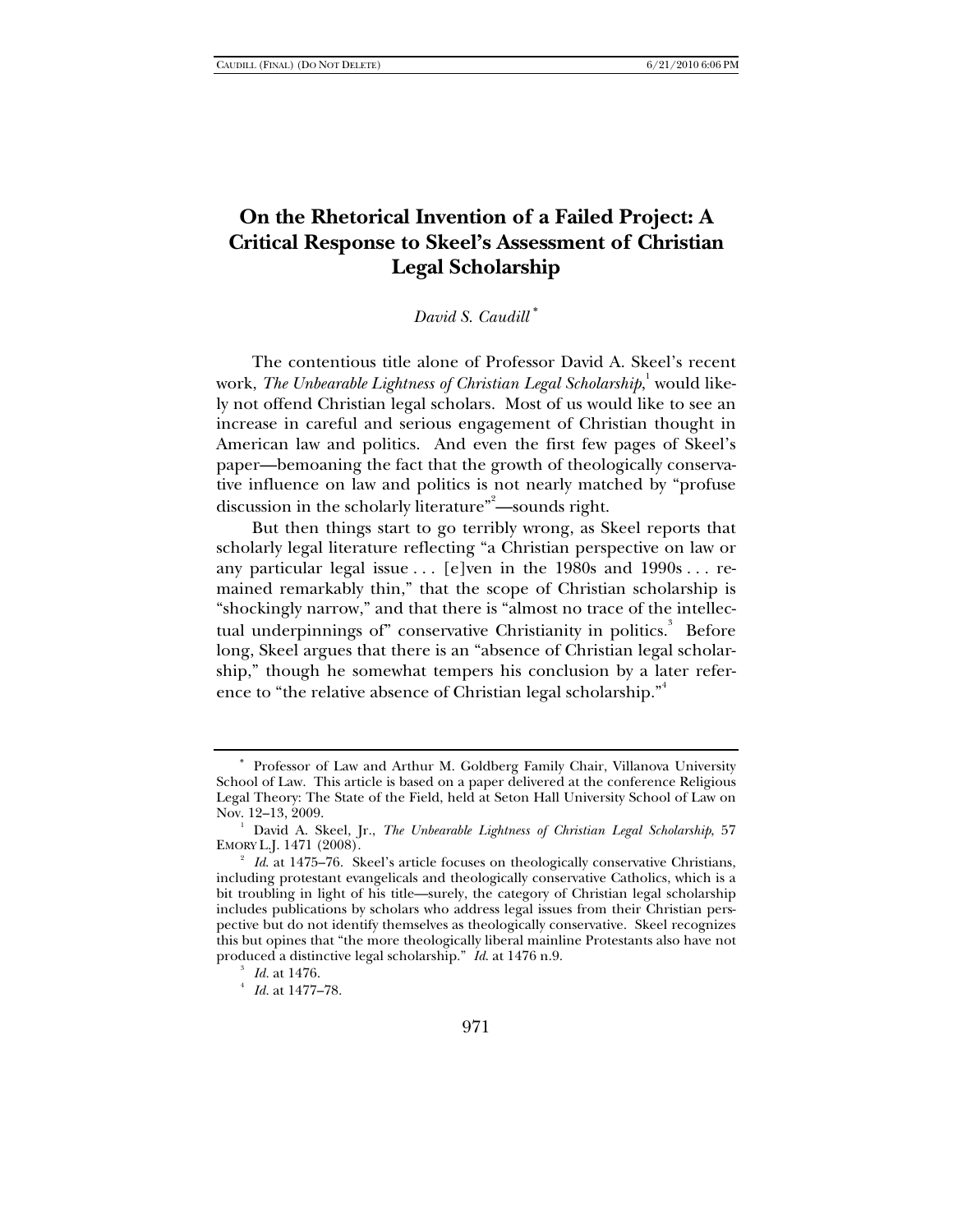# On the Rhetorical Invention of a Failed Project: A Critical Response to Skeel's Assessment of Christian Legal Scholarship

*David S. Caudill*[*]

The contentious title alone of Professor David A. Skeel's recent work, *The Unbearable Lightness of Christian Legal Scholarship*,[1] would likely not offend Christian legal scholars. Most of us would like to see an increase in careful and serious engagement of Christian thought in American law and politics. And even the first few pages of Skeel's paper—bemoaning the fact that the growth of theologically conservative influence on law and politics is not nearly matched by "profuse discussion in the scholarly literature"[2]—sounds right.

But then things start to go terribly wrong, as Skeel reports that scholarly legal literature reflecting "a Christian perspective on law or any particular legal issue . . . [e]ven in the 1980s and 1990s . . . remained remarkably thin," that the scope of Christian scholarship is "shockingly narrow," and that there is "almost no trace of the intellectual underpinnings of" conservative Christianity in politics.[3] Before long, Skeel argues that there is an "absence of Christian legal scholarship," though he somewhat tempers his conclusion by a later reference to "the relative absence of Christian legal scholarship."[4]

---

[*] Professor of Law and Arthur M. Goldberg Family Chair, Villanova University School of Law. This article is based on a paper delivered at the conference Religious Legal Theory: The State of the Field, held at Seton Hall University School of Law on Nov. 12–13, 2009.

[1] David A. Skeel, Jr., *The Unbearable Lightness of Christian Legal Scholarship*, 57 EMORY L.J. 1471 (2008).

[2] *Id.* at 1475–76. Skeel's article focuses on theologically conservative Christians, including protestant evangelicals and theologically conservative Catholics, which is a bit troubling in light of his title—surely, the category of Christian legal scholarship includes publications by scholars who address legal issues from their Christian perspective but do not identify themselves as theologically conservative. Skeel recognizes this but opines that "the more theologically liberal mainline Protestants also have not produced a distinctive legal scholarship." *Id.* at 1476 n.9.

[3] *Id.* at 1476.

[4] *Id.* at 1477–78.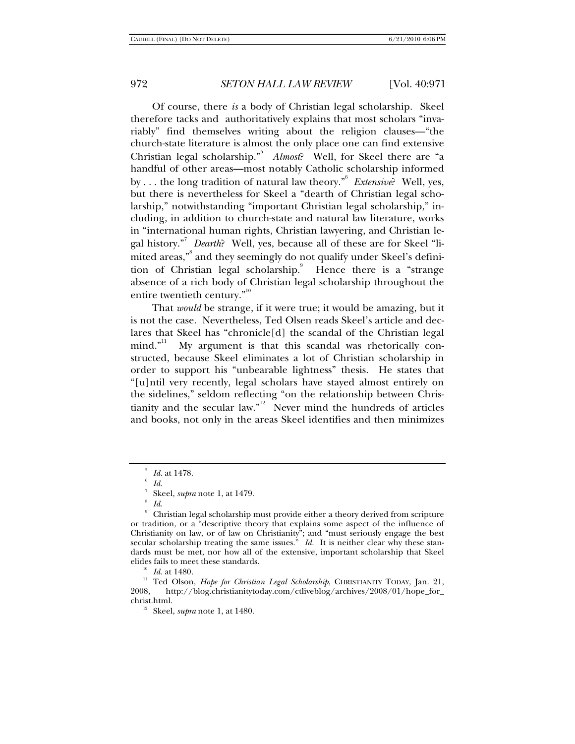Of course, there *is* a body of Christian legal scholarship. Skeel therefore tacks and authoritatively explains that most scholars "invariably" find themselves writing about the religion clauses—"the church-state literature is almost the only place one can find extensive Christian legal scholarship."[5] *Almost*? Well, for Skeel there are "a handful of other areas—most notably Catholic scholarship informed by . . . the long tradition of natural law theory."[6] *Extensive*? Well, yes, but there is nevertheless for Skeel a "dearth of Christian legal scholarship," notwithstanding "important Christian legal scholarship," including, in addition to church-state and natural law literature, works in "international human rights, Christian lawyering, and Christian legal history."[7] *Dearth*? Well, yes, because all of these are for Skeel "limited areas,"[8] and they seemingly do not qualify under Skeel's definition of Christian legal scholarship.[9] Hence there is a "strange absence of a rich body of Christian legal scholarship throughout the entire twentieth century."[10]

That *would* be strange, if it were true; it would be amazing, but it is not the case. Nevertheless, Ted Olsen reads Skeel's article and declares that Skeel has "chronicle[d] the scandal of the Christian legal mind."[11] My argument is that this scandal was rhetorically constructed, because Skeel eliminates a lot of Christian scholarship in order to support his "unbearable lightness" thesis. He states that "[u]ntil very recently, legal scholars have stayed almost entirely on the sidelines," seldom reflecting "on the relationship between Christianity and the secular law."[12] Never mind the hundreds of articles and books, not only in the areas Skeel identifies and then minimizes

---

[5] *Id.* at 1478.

[6] *Id.*

[7] Skeel, *supra* note 1, at 1479.

[8] *Id.*

[9] Christian legal scholarship must provide either a theory derived from scripture or tradition, or a "descriptive theory that explains some aspect of the influence of Christianity on law, or of law on Christianity"; and "must seriously engage the best secular scholarship treating the same issues." *Id.* It is neither clear why these standards must be met, nor how all of the extensive, important scholarship that Skeel elides fails to meet these standards.

[10] *Id.* at 1480.

[11] Ted Olson, *Hope for Christian Legal Scholarship*, CHRISTIANITY TODAY, Jan. 21, 2008, http://blog.christianitytoday.com/ctliveblog/archives/2008/01/hope_for_christ.html.

[12] Skeel, *supra* note 1, at 1480.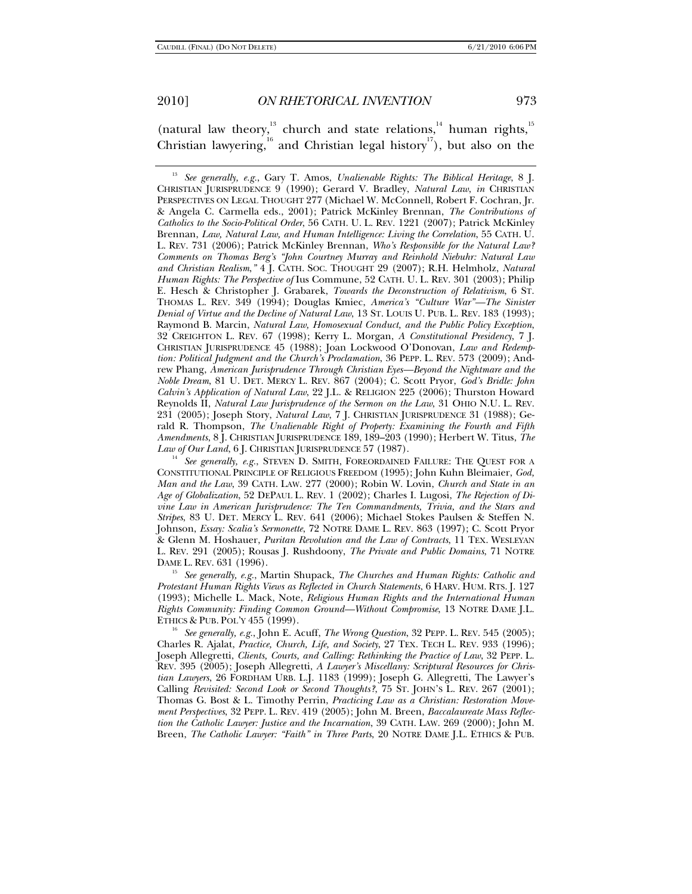(natural law theory,[13] church and state relations,[14] human rights,[15] Christian lawyering,[16] and Christian legal history[17]), but also on the

---

[13] *See generally, e.g.*, Gary T. Amos, *Unalienable Rights: The Biblical Heritage*, 8 J. CHRISTIAN JURISPRUDENCE 9 (1990); Gerard V. Bradley, *Natural Law*, *in* CHRISTIAN PERSPECTIVES ON LEGAL THOUGHT 277 (Michael W. McConnell, Robert F. Cochran, Jr. & Angela C. Carmella eds., 2001); Patrick McKinley Brennan, *The Contributions of Catholics to the Socio-Political Order*, 56 CATH. U. L. REV. 1221 (2007); Patrick McKinley Brennan, *Law, Natural Law, and Human Intelligence: Living the Correlation*, 55 CATH. U. L. REV. 731 (2006); Patrick McKinley Brennan, *Who's Responsible for the Natural Law? Comments on Thomas Berg's "John Courtney Murray and Reinhold Niebuhr: Natural Law and Christian Realism,"* 4 J. CATH. SOC. THOUGHT 29 (2007); R.H. Helmholz, *Natural Human Rights: The Perspective of* Ius Commune, 52 CATH. U. L. REV. 301 (2003); Philip E. Hesch & Christopher J. Grabarek, *Towards the Deconstruction of Relativism*, 6 ST. THOMAS L. REV. 349 (1994); Douglas Kmiec, *America's "Culture War"—The Sinister Denial of Virtue and the Decline of Natural Law*, 13 ST. LOUIS U. PUB. L. REV. 183 (1993); Raymond B. Marcin, *Natural Law, Homosexual Conduct, and the Public Policy Exception*, 32 CREIGHTON L. REV. 67 (1998); Kerry L. Morgan, *A Constitutional Presidency*, 7 J. CHRISTIAN JURISPRUDENCE 45 (1988); Joan Lockwood O'Donovan, *Law and Redemption: Political Judgment and the Church's Proclamation*, 36 PEPP. L. REV. 573 (2009); Andrew Phang, *American Jurisprudence Through Christian Eyes—Beyond the Nightmare and the Noble Dream*, 81 U. DET. MERCY L. REV. 867 (2004); C. Scott Pryor, *God's Bridle: John Calvin's Application of Natural Law*, 22 J.L. & RELIGION 225 (2006); Thurston Howard Reynolds II, *Natural Law Jurisprudence of the Sermon on the Law*, 31 OHIO N.U. L. REV. 231 (2005); Joseph Story, *Natural Law*, 7 J. CHRISTIAN JURISPRUDENCE 31 (1988); Gerald R. Thompson, *The Unalienable Right of Property: Examining the Fourth and Fifth Amendments*, 8 J. CHRISTIAN JURISPRUDENCE 189, 189–203 (1990); Herbert W. Titus, *The Law of Our Land*, 6 J. CHRISTIAN JURISPRUDENCE 57 (1987).

[14] *See generally, e.g.*, STEVEN D. SMITH, FOREORDAINED FAILURE: THE QUEST FOR A CONSTITUTIONAL PRINCIPLE OF RELIGIOUS FREEDOM (1995); John Kuhn Bleimaier, *God, Man and the Law*, 39 CATH. LAW. 277 (2000); Robin W. Lovin, *Church and State in an Age of Globalization*, 52 DEPAUL L. REV. 1 (2002); Charles I. Lugosi, *The Rejection of Divine Law in American Jurisprudence: The Ten Commandments, Trivia, and the Stars and Stripes*, 83 U. DET. MERCY L. REV. 641 (2006); Michael Stokes Paulsen & Steffen N. Johnson, *Essay: Scalia's Sermonette*, 72 NOTRE DAME L. REV. 863 (1997); C. Scott Pryor & Glenn M. Hoshauer, *Puritan Revolution and the Law of Contracts*, 11 TEX. WESLEYAN L. REV. 291 (2005); Rousas J. Rushdoony, *The Private and Public Domains*, 71 NOTRE DAME L. REV. 631 (1996).

[15] *See generally, e.g.*, Martin Shupack, *The Churches and Human Rights: Catholic and Protestant Human Rights Views as Reflected in Church Statements*, 6 HARV. HUM. RTS. J. 127 (1993); Michelle L. Mack, Note, *Religious Human Rights and the International Human Rights Community: Finding Common Ground—Without Compromise*, 13 NOTRE DAME J.L. ETHICS & PUB. POL'Y 455 (1999).

[16] *See generally, e.g.*, John E. Acuff, *The Wrong Question*, 32 PEPP. L. REV. 545 (2005); Charles R. Ajalat, *Practice, Church, Life, and Society*, 27 TEX. TECH L. REV. 933 (1996); Joseph Allegretti, *Clients, Courts, and Calling: Rethinking the Practice of Law*, 32 PEPP. L. REV. 395 (2005); Joseph Allegretti, *A Lawyer's Miscellany: Scriptural Resources for Christian Lawyers*, 26 FORDHAM URB. L.J. 1183 (1999); Joseph G. Allegretti, The Lawyer's Calling *Revisited: Second Look or Second Thoughts?*, 75 ST. JOHN'S L. REV. 267 (2001); Thomas G. Bost & L. Timothy Perrin, *Practicing Law as a Christian: Restoration Movement Perspectives*, 32 PEPP. L. REV. 419 (2005); John M. Breen, *Baccalaureate Mass Reflection the Catholic Lawyer: Justice and the Incarnation*, 39 CATH. LAW. 269 (2000); John M. Breen, *The Catholic Lawyer: "Faith" in Three Parts*, 20 NOTRE DAME J.L. ETHICS & PUB.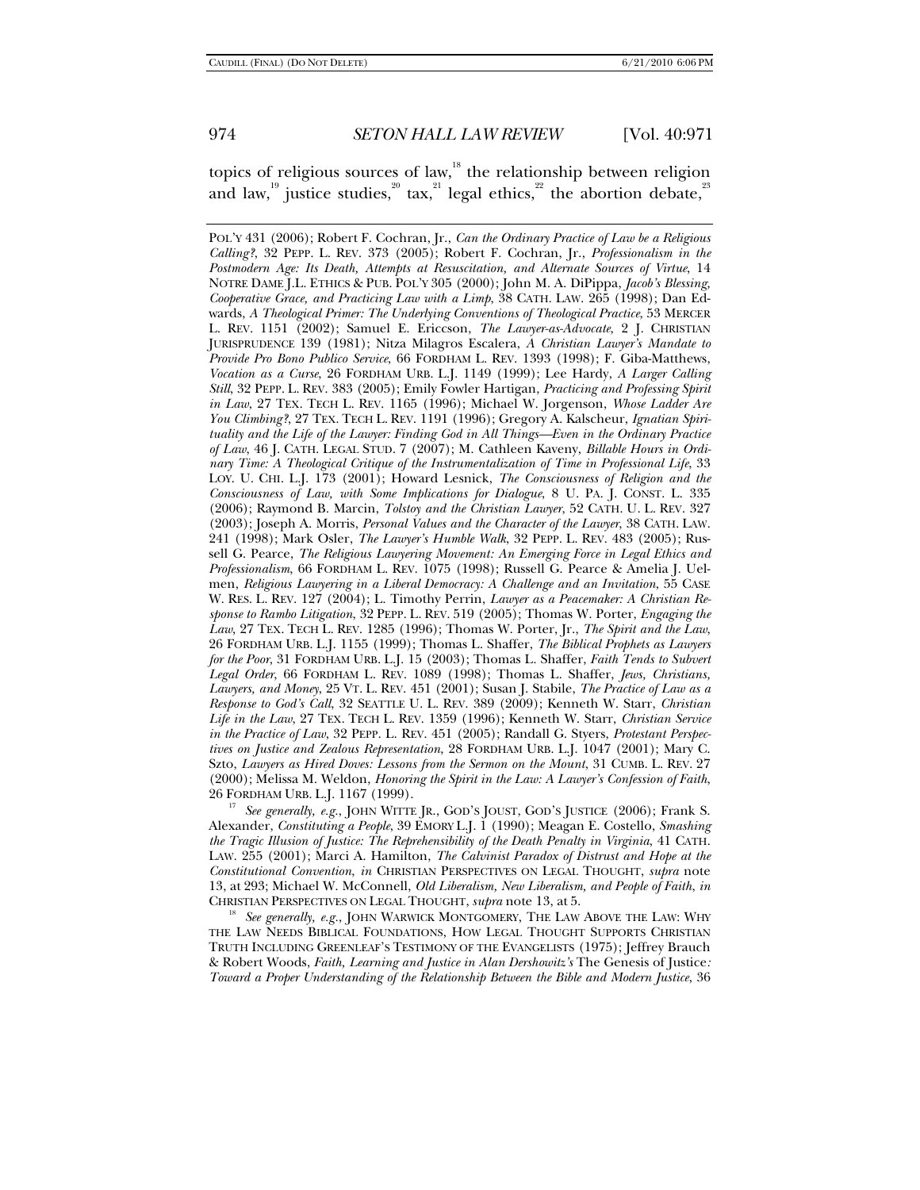topics of religious sources of law,[18] the relationship between religion and law,[19] justice studies,[20] tax,[21] legal ethics,[22] the abortion debate,[23]

---

POL'Y 431 (2006); Robert F. Cochran, Jr., *Can the Ordinary Practice of Law be a Religious Calling?*, 32 PEPP. L. REV. 373 (2005); Robert F. Cochran, Jr., *Professionalism in the Postmodern Age: Its Death, Attempts at Resuscitation, and Alternate Sources of Virtue*, 14 NOTRE DAME J.L. ETHICS & PUB. POL'Y 305 (2000); John M. A. DiPippa, *Jacob's Blessing, Cooperative Grace, and Practicing Law with a Limp*, 38 CATH. LAW. 265 (1998); Dan Edwards, *A Theological Primer: The Underlying Conventions of Theological Practice*, 53 MERCER L. REV. 1151 (2002); Samuel E. Ericcson, *The Lawyer-as-Advocate*, 2 J. CHRISTIAN JURISPRUDENCE 139 (1981); Nitza Milagros Escalera, *A Christian Lawyer's Mandate to Provide Pro Bono Publico Service*, 66 FORDHAM L. REV. 1393 (1998); F. Giba-Matthews, *Vocation as a Curse*, 26 FORDHAM URB. L.J. 1149 (1999); Lee Hardy, *A Larger Calling Still*, 32 PEPP. L. REV. 383 (2005); Emily Fowler Hartigan, *Practicing and Professing Spirit in Law*, 27 TEX. TECH L. REV. 1165 (1996); Michael W. Jorgenson, *Whose Ladder Are You Climbing?*, 27 TEX. TECH L. REV. 1191 (1996); Gregory A. Kalscheur, *Ignatian Spirituality and the Life of the Lawyer: Finding God in All Things—Even in the Ordinary Practice of Law*, 46 J. CATH. LEGAL STUD. 7 (2007); M. Cathleen Kaveny, *Billable Hours in Ordinary Time: A Theological Critique of the Instrumentalization of Time in Professional Life*, 33 LOY. U. CHI. L.J. 173 (2001); Howard Lesnick, *The Consciousness of Religion and the Consciousness of Law, with Some Implications for Dialogue*, 8 U. PA. J. CONST. L. 335 (2006); Raymond B. Marcin, *Tolstoy and the Christian Lawyer*, 52 CATH. U. L. REV. 327 (2003); Joseph A. Morris, *Personal Values and the Character of the Lawyer*, 38 CATH. LAW. 241 (1998); Mark Osler, *The Lawyer's Humble Walk*, 32 PEPP. L. REV. 483 (2005); Russell G. Pearce, *The Religious Lawyering Movement: An Emerging Force in Legal Ethics and Professionalism*, 66 FORDHAM L. REV. 1075 (1998); Russell G. Pearce & Amelia J. Uelmen, *Religious Lawyering in a Liberal Democracy: A Challenge and an Invitation*, 55 CASE W. RES. L. REV. 127 (2004); L. Timothy Perrin, *Lawyer as a Peacemaker: A Christian Response to Rambo Litigation*, 32 PEPP. L. REV. 519 (2005); Thomas W. Porter, *Engaging the Law*, 27 TEX. TECH L. REV. 1285 (1996); Thomas W. Porter, Jr., *The Spirit and the Law*, 26 FORDHAM URB. L.J. 1155 (1999); Thomas L. Shaffer, *The Biblical Prophets as Lawyers for the Poor*, 31 FORDHAM URB. L.J. 15 (2003); Thomas L. Shaffer, *Faith Tends to Subvert Legal Order*, 66 FORDHAM L. REV. 1089 (1998); Thomas L. Shaffer, *Jews, Christians, Lawyers, and Money*, 25 VT. L. REV. 451 (2001); Susan J. Stabile, *The Practice of Law as a Response to God's Call*, 32 SEATTLE U. L. REV. 389 (2009); Kenneth W. Starr, *Christian Life in the Law*, 27 TEX. TECH L. REV. 1359 (1996); Kenneth W. Starr, *Christian Service in the Practice of Law*, 32 PEPP. L. REV. 451 (2005); Randall G. Styers, *Protestant Perspectives on Justice and Zealous Representation*, 28 FORDHAM URB. L.J. 1047 (2001); Mary C. Szto, *Lawyers as Hired Doves: Lessons from the Sermon on the Mount*, 31 CUMB. L. REV. 27 (2000); Melissa M. Weldon, *Honoring the Spirit in the Law: A Lawyer's Confession of Faith*, 26 FORDHAM URB. L.J. 1167 (1999).

[17] *See generally, e.g.*, JOHN WITTE JR., GOD'S JOUST, GOD'S JUSTICE (2006); Frank S. Alexander, *Constituting a People*, 39 EMORY L.J. 1 (1990); Meagan E. Costello, *Smashing the Tragic Illusion of Justice: The Reprehensibility of the Death Penalty in Virginia*, 41 CATH. LAW. 255 (2001); Marci A. Hamilton, *The Calvinist Paradox of Distrust and Hope at the Constitutional Convention*, *in* CHRISTIAN PERSPECTIVES ON LEGAL THOUGHT, *supra* note 13, at 293; Michael W. McConnell, *Old Liberalism, New Liberalism, and People of Faith*, *in* CHRISTIAN PERSPECTIVES ON LEGAL THOUGHT, *supra* note 13, at 5.

[18] *See generally, e.g.*, JOHN WARWICK MONTGOMERY, THE LAW ABOVE THE LAW: WHY THE LAW NEEDS BIBLICAL FOUNDATIONS, HOW LEGAL THOUGHT SUPPORTS CHRISTIAN TRUTH INCLUDING GREENLEAF'S TESTIMONY OF THE EVANGELISTS (1975); Jeffrey Brauch & Robert Woods, *Faith, Learning and Justice in Alan Dershowitz's* The Genesis of Justice*: Toward a Proper Understanding of the Relationship Between the Bible and Modern Justice*, 36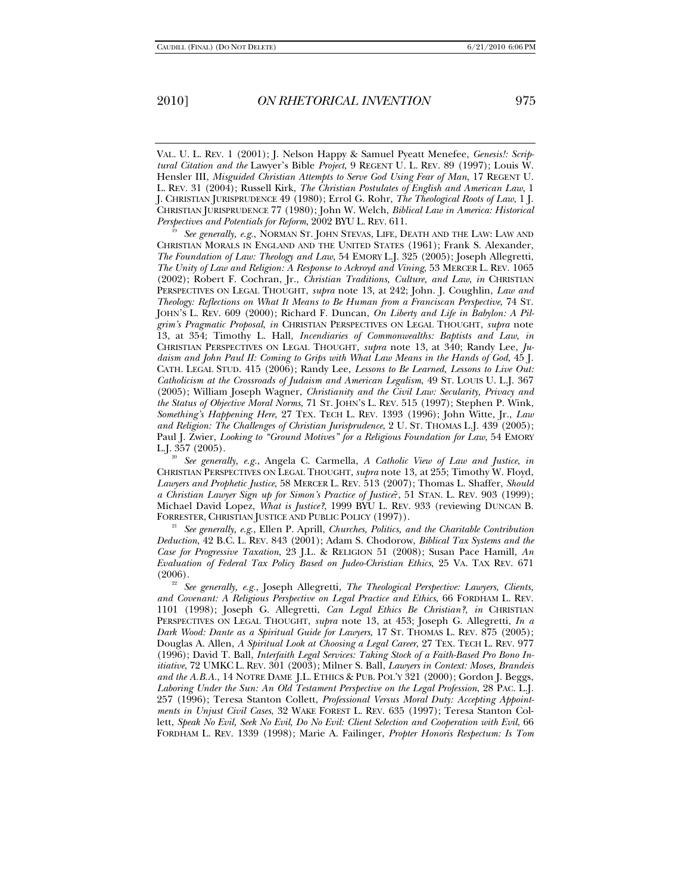VAL. U. L. REV. 1 (2001); J. Nelson Happy & Samuel Pyeatt Menefee, *Genesis!: Scriptural Citation and the* Lawyer's Bible *Project*, 9 REGENT U. L. REV. 89 (1997); Louis W. Hensler III, *Misguided Christian Attempts to Serve God Using Fear of Man*, 17 REGENT U. L. REV. 31 (2004); Russell Kirk, *The Christian Postulates of English and American Law*, 1 J. CHRISTIAN JURISPRUDENCE 49 (1980); Errol G. Rohr, *The Theological Roots of Law*, 1 J. CHRISTIAN JURISPRUDENCE 77 (1980); John W. Welch, *Biblical Law in America: Historical Perspectives and Potentials for Reform*, 2002 BYU L. REV. 611.

[19] *See generally, e.g.*, NORMAN ST. JOHN STEVAS, LIFE, DEATH AND THE LAW: LAW AND CHRISTIAN MORALS IN ENGLAND AND THE UNITED STATES (1961); Frank S. Alexander, *The Foundation of Law: Theology and Law*, 54 EMORY L.J. 325 (2005); Joseph Allegretti, *The Unity of Law and Religion: A Response to Ackroyd and Vining*, 53 MERCER L. REV. 1065 (2002); Robert F. Cochran, Jr., *Christian Traditions, Culture, and Law*, *in* CHRISTIAN PERSPECTIVES ON LEGAL THOUGHT, *supra* note 13, at 242; John. J. Coughlin, *Law and Theology: Reflections on What It Means to Be Human from a Franciscan Perspective*, 74 ST. JOHN'S L. REV. 609 (2000); Richard F. Duncan, *On Liberty and Life in Babylon: A Pilgrim's Pragmatic Proposal*, *in* CHRISTIAN PERSPECTIVES ON LEGAL THOUGHT, *supra* note 13, at 354; Timothy L. Hall, *Incendiaries of Commonwealths: Baptists and Law*, *in* CHRISTIAN PERSPECTIVES ON LEGAL THOUGHT, *supra* note 13, at 340; Randy Lee, *Judaism and John Paul II: Coming to Grips with What Law Means in the Hands of God*, 45 J. CATH. LEGAL STUD. 415 (2006); Randy Lee, *Lessons to Be Learned, Lessons to Live Out: Catholicism at the Crossroads of Judaism and American Legalism*, 49 ST. LOUIS U. L.J. 367 (2005); William Joseph Wagner, *Christianity and the Civil Law: Secularity, Privacy and the Status of Objective Moral Norms*, 71 ST. JOHN'S L. REV. 515 (1997); Stephen P. Wink, *Something's Happening Here*, 27 TEX. TECH L. REV. 1393 (1996); John Witte, Jr., *Law and Religion: The Challenges of Christian Jurisprudence*, 2 U. ST. THOMAS L.J. 439 (2005); Paul J. Zwier, *Looking to "Ground Motives" for a Religious Foundation for Law*, 54 EMORY L.J. 357 (2005).

[20] *See generally, e.g.*, Angela C. Carmella, *A Catholic View of Law and Justice*, *in* CHRISTIAN PERSPECTIVES ON LEGAL THOUGHT, *supra* note 13, at 255; Timothy W. Floyd, *Lawyers and Prophetic Justice*, 58 MERCER L. REV. 513 (2007); Thomas L. Shaffer, *Should a Christian Lawyer Sign up for Simon's Practice of Justice?*, 51 STAN. L. REV. 903 (1999); Michael David Lopez, *What is Justice?*, 1999 BYU L. REV. 933 (reviewing DUNCAN B. FORRESTER, CHRISTIAN JUSTICE AND PUBLIC POLICY (1997)).

[21] *See generally, e.g.*, Ellen P. Aprill, *Churches, Politics, and the Charitable Contribution Deduction*, 42 B.C. L. REV. 843 (2001); Adam S. Chodorow, *Biblical Tax Systems and the Case for Progressive Taxation*, 23 J.L. & RELIGION 51 (2008); Susan Pace Hamill, *An Evaluation of Federal Tax Policy Based on Judeo-Christian Ethics*, 25 VA. TAX REV. 671 (2006).

[22] *See generally, e.g.*, Joseph Allegretti, *The Theological Perspective: Lawyers, Clients, and Covenant: A Religious Perspective on Legal Practice and Ethics*, 66 FORDHAM L. REV. 1101 (1998); Joseph G. Allegretti, *Can Legal Ethics Be Christian?*, *in* CHRISTIAN PERSPECTIVES ON LEGAL THOUGHT, *supra* note 13, at 453; Joseph G. Allegretti, *In a Dark Wood: Dante as a Spiritual Guide for Lawyers*, 17 ST. THOMAS L. REV. 875 (2005); Douglas A. Allen, *A Spiritual Look at Choosing a Legal Career*, 27 TEX. TECH L. REV. 977 (1996); David T. Ball, *Interfaith Legal Services: Taking Stock of a Faith-Based Pro Bono Initiative*, 72 UMKC L. REV. 301 (2003); Milner S. Ball, *Lawyers in Context: Moses, Brandeis and the A.B.A.*, 14 NOTRE DAME J.L. ETHICS & PUB. POL'Y 321 (2000); Gordon J. Beggs, *Laboring Under the Sun: An Old Testament Perspective on the Legal Profession*, 28 PAC. L.J. 257 (1996); Teresa Stanton Collett, *Professional Versus Moral Duty: Accepting Appointments in Unjust Civil Cases*, 32 WAKE FOREST L. REV. 635 (1997); Teresa Stanton Collett, *Speak No Evil, Seek No Evil, Do No Evil: Client Selection and Cooperation with Evil*, 66 FORDHAM L. REV. 1339 (1998); Marie A. Failinger, *Propter Honoris Respectum: Is Tom*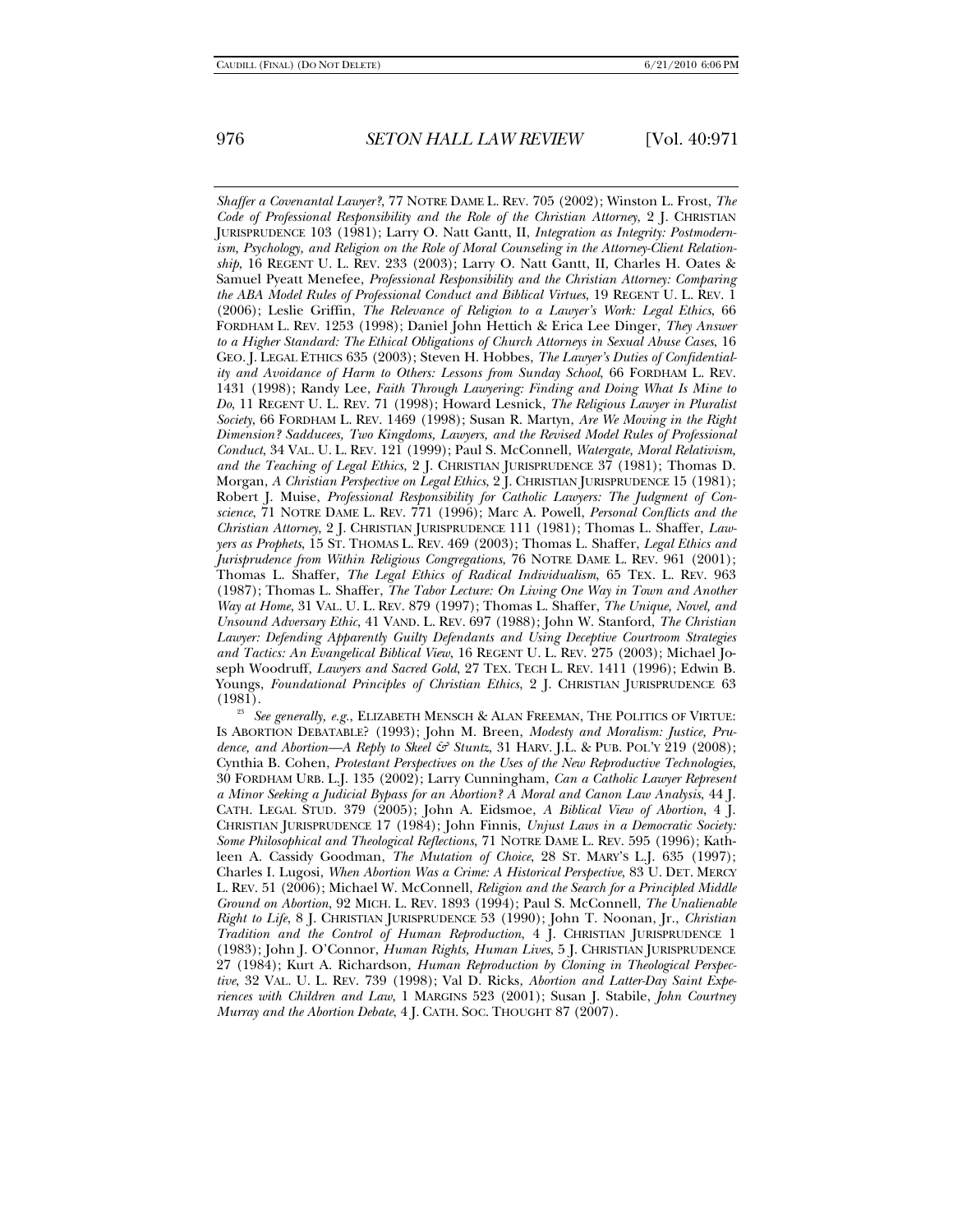*Shaffer a Covenantal Lawyer?*, 77 NOTRE DAME L. REV. 705 (2002); Winston L. Frost, *The Code of Professional Responsibility and the Role of the Christian Attorney*, 2 J. CHRISTIAN JURISPRUDENCE 103 (1981); Larry O. Natt Gantt, II, *Integration as Integrity: Postmodernism, Psychology, and Religion on the Role of Moral Counseling in the Attorney-Client Relationship*, 16 REGENT U. L. REV. 233 (2003); Larry O. Natt Gantt, II, Charles H. Oates & Samuel Pyeatt Menefee, *Professional Responsibility and the Christian Attorney: Comparing the ABA Model Rules of Professional Conduct and Biblical Virtues*, 19 REGENT U. L. REV. 1 (2006); Leslie Griffin, *The Relevance of Religion to a Lawyer's Work: Legal Ethics*, 66 FORDHAM L. REV. 1253 (1998); Daniel John Hettich & Erica Lee Dinger, *They Answer to a Higher Standard: The Ethical Obligations of Church Attorneys in Sexual Abuse Cases*, 16 GEO. J. LEGAL ETHICS 635 (2003); Steven H. Hobbes, *The Lawyer's Duties of Confidentiality and Avoidance of Harm to Others: Lessons from Sunday School*, 66 FORDHAM L. REV. 1431 (1998); Randy Lee, *Faith Through Lawyering: Finding and Doing What Is Mine to Do*, 11 REGENT U. L. REV. 71 (1998); Howard Lesnick, *The Religious Lawyer in Pluralist Society*, 66 FORDHAM L. REV. 1469 (1998); Susan R. Martyn, *Are We Moving in the Right Dimension? Sadducees, Two Kingdoms, Lawyers, and the Revised Model Rules of Professional Conduct*, 34 VAL. U. L. REV. 121 (1999); Paul S. McConnell, *Watergate, Moral Relativism, and the Teaching of Legal Ethics*, 2 J. CHRISTIAN JURISPRUDENCE 37 (1981); Thomas D. Morgan, *A Christian Perspective on Legal Ethics*, 2 J. CHRISTIAN JURISPRUDENCE 15 (1981); Robert J. Muise, *Professional Responsibility for Catholic Lawyers: The Judgment of Conscience*, 71 NOTRE DAME L. REV. 771 (1996); Marc A. Powell, *Personal Conflicts and the Christian Attorney*, 2 J. CHRISTIAN JURISPRUDENCE 111 (1981); Thomas L. Shaffer, *Lawyers as Prophets*, 15 ST. THOMAS L. REV. 469 (2003); Thomas L. Shaffer, *Legal Ethics and Jurisprudence from Within Religious Congregations*, 76 NOTRE DAME L. REV. 961 (2001); Thomas L. Shaffer, *The Legal Ethics of Radical Individualism*, 65 TEX. L. REV. 963 (1987); Thomas L. Shaffer, *The Tabor Lecture: On Living One Way in Town and Another Way at Home*, 31 VAL. U. L. REV. 879 (1997); Thomas L. Shaffer, *The Unique, Novel, and Unsound Adversary Ethic*, 41 VAND. L. REV. 697 (1988); John W. Stanford, *The Christian Lawyer: Defending Apparently Guilty Defendants and Using Deceptive Courtroom Strategies and Tactics: An Evangelical Biblical View*, 16 REGENT U. L. REV. 275 (2003); Michael Joseph Woodruff, *Lawyers and Sacred Gold*, 27 TEX. TECH L. REV. 1411 (1996); Edwin B. Youngs, *Foundational Principles of Christian Ethics*, 2 J. CHRISTIAN JURISPRUDENCE 63 (1981).

[23] *See generally, e.g.*, ELIZABETH MENSCH & ALAN FREEMAN, THE POLITICS OF VIRTUE: IS ABORTION DEBATABLE? (1993); John M. Breen, *Modesty and Moralism: Justice, Prudence, and Abortion—A Reply to Skeel & Stuntz*, 31 HARV. J.L. & PUB. POL'Y 219 (2008); Cynthia B. Cohen, *Protestant Perspectives on the Uses of the New Reproductive Technologies*, 30 FORDHAM URB. L.J. 135 (2002); Larry Cunningham, *Can a Catholic Lawyer Represent a Minor Seeking a Judicial Bypass for an Abortion? A Moral and Canon Law Analysis*, 44 J. CATH. LEGAL STUD. 379 (2005); John A. Eidsmoe, *A Biblical View of Abortion*, 4 J. CHRISTIAN JURISPRUDENCE 17 (1984); John Finnis, *Unjust Laws in a Democratic Society: Some Philosophical and Theological Reflections*, 71 NOTRE DAME L. REV. 595 (1996); Kathleen A. Cassidy Goodman, *The Mutation of Choice*, 28 ST. MARY'S L.J. 635 (1997); Charles I. Lugosi, *When Abortion Was a Crime: A Historical Perspective*, 83 U. DET. MERCY L. REV. 51 (2006); Michael W. McConnell, *Religion and the Search for a Principled Middle Ground on Abortion*, 92 MICH. L. REV. 1893 (1994); Paul S. McConnell, *The Unalienable Right to Life*, 8 J. CHRISTIAN JURISPRUDENCE 53 (1990); John T. Noonan, Jr., *Christian Tradition and the Control of Human Reproduction*, 4 J. CHRISTIAN JURISPRUDENCE 1 (1983); John J. O'Connor, *Human Rights, Human Lives*, 5 J. CHRISTIAN JURISPRUDENCE 27 (1984); Kurt A. Richardson, *Human Reproduction by Cloning in Theological Perspective*, 32 VAL. U. L. REV. 739 (1998); Val D. Ricks, *Abortion and Latter-Day Saint Experiences with Children and Law*, 1 MARGINS 523 (2001); Susan J. Stabile, *John Courtney Murray and the Abortion Debate*, 4 J. CATH. SOC. THOUGHT 87 (2007).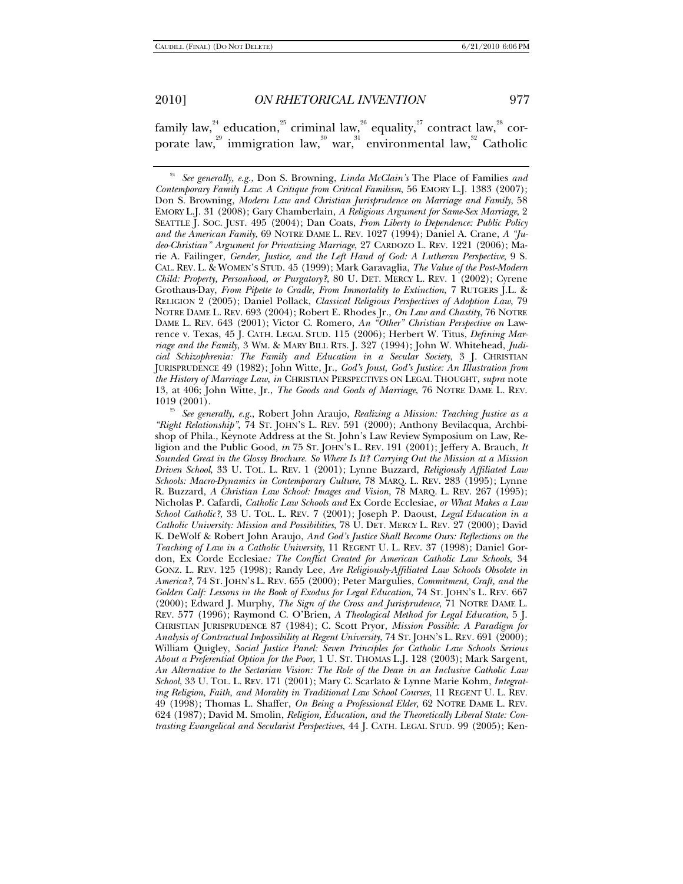family law,[24] education,[25] criminal law,[26] equality,[27] contract law,[28] corporate law,[29] immigration law,[30] war,[31] environmental law,[32] Catholic

---

[24] *See generally, e.g.*, Don S. Browning, *Linda McClain's* The Place of Families *and Contemporary Family Law: A Critique from Critical Familism*, 56 EMORY L.J. 1383 (2007); Don S. Browning, *Modern Law and Christian Jurisprudence on Marriage and Family*, 58 EMORY L.J. 31 (2008); Gary Chamberlain, *A Religious Argument for Same-Sex Marriage*, 2 SEATTLE J. SOC. JUST. 495 (2004); Dan Coats, *From Liberty to Dependence: Public Policy and the American Family*, 69 NOTRE DAME L. REV. 1027 (1994); Daniel A. Crane, *A "Judeo-Christian" Argument for Privatizing Marriage*, 27 CARDOZO L. REV. 1221 (2006); Marie A. Failinger, *Gender, Justice, and the Left Hand of God: A Lutheran Perspective*, 9 S. CAL. REV. L. & WOMEN'S STUD. 45 (1999); Mark Garavaglia, *The Value of the Post-Modern Child: Property, Personhood, or Purgatory?*, 80 U. DET. MERCY L. REV. 1 (2002); Cyrene Grothaus-Day, *From Pipette to Cradle, From Immortality to Extinction*, 7 RUTGERS J.L. & RELIGION 2 (2005); Daniel Pollack, *Classical Religious Perspectives of Adoption Law*, 79 NOTRE DAME L. REV. 693 (2004); Robert E. Rhodes Jr., *On Law and Chastity*, 76 NOTRE DAME L. REV. 643 (2001); Victor C. Romero, *An "Other" Christian Perspective on* Lawrence v. Texas, 45 J. CATH. LEGAL STUD. 115 (2006); Herbert W. Titus, *Defining Marriage and the Family*, 3 WM. & MARY BILL RTS. J. 327 (1994); John W. Whitehead, *Judicial Schizophrenia: The Family and Education in a Secular Society*, 3 J. CHRISTIAN JURISPRUDENCE 49 (1982); John Witte, Jr., *God's Joust, God's Justice: An Illustration from the History of Marriage Law*, *in* CHRISTIAN PERSPECTIVES ON LEGAL THOUGHT, *supra* note 13, at 406; John Witte, Jr., *The Goods and Goals of Marriage*, 76 NOTRE DAME L. REV. 1019 (2001).

[25] *See generally, e.g.*, Robert John Araujo, *Realizing a Mission: Teaching Justice as a "Right Relationship"*, 74 ST. JOHN'S L. REV. 591 (2000); Anthony Bevilacqua, Archbishop of Phila., Keynote Address at the St. John's Law Review Symposium on Law, Religion and the Public Good, *in* 75 ST. JOHN'S L. REV. 191 (2001); Jeffery A. Brauch, *It Sounded Great in the Glossy Brochure. So Where Is It? Carrying Out the Mission at a Mission Driven School*, 33 U. TOL. L. REV. 1 (2001); Lynne Buzzard, *Religiously Affiliated Law Schools: Macro-Dynamics in Contemporary Culture*, 78 MARQ. L. REV. 283 (1995); Lynne R. Buzzard, *A Christian Law School: Images and Vision*, 78 MARQ. L. REV. 267 (1995); Nicholas P. Cafardi, *Catholic Law Schools and* Ex Corde Ecclesiae*, or What Makes a Law School Catholic?*, 33 U. TOL. L. REV. 7 (2001); Joseph P. Daoust, *Legal Education in a Catholic University: Mission and Possibilities*, 78 U. DET. MERCY L. REV. 27 (2000); David K. DeWolf & Robert John Araujo, *And God's Justice Shall Become Ours: Reflections on the Teaching of Law in a Catholic University*, 11 REGENT U. L. REV. 37 (1998); Daniel Gordon, Ex Corde Ecclesiae*: The Conflict Created for American Catholic Law Schools*, 34 GONZ. L. REV. 125 (1998); Randy Lee, *Are Religiously-Affiliated Law Schools Obsolete in America?*, 74 ST. JOHN'S L. REV. 655 (2000); Peter Margulies, *Commitment, Craft, and the Golden Calf: Lessons in the Book of Exodus for Legal Education*, 74 ST. JOHN'S L. REV. 667 (2000); Edward J. Murphy, *The Sign of the Cross and Jurisprudence*, 71 NOTRE DAME L. REV. 577 (1996); Raymond C. O'Brien, *A Theological Method for Legal Education*, 5 J. CHRISTIAN JURISPRUDENCE 87 (1984); C. Scott Pryor, *Mission Possible: A Paradigm for Analysis of Contractual Impossibility at Regent University*, 74 ST. JOHN'S L. REV. 691 (2000); William Quigley, *Social Justice Panel: Seven Principles for Catholic Law Schools Serious About a Preferential Option for the Poor*, 1 U. ST. THOMAS L.J. 128 (2003); Mark Sargent, *An Alternative to the Sectarian Vision: The Role of the Dean in an Inclusive Catholic Law School*, 33 U. TOL. L. REV. 171 (2001); Mary C. Scarlato & Lynne Marie Kohm, *Integrating Religion, Faith, and Morality in Traditional Law School Courses*, 11 REGENT U. L. REV. 49 (1998); Thomas L. Shaffer, *On Being a Professional Elder*, 62 NOTRE DAME L. REV. 624 (1987); David M. Smolin, *Religion, Education, and the Theoretically Liberal State: Contrasting Evangelical and Secularist Perspectives*, 44 J. CATH. LEGAL STUD. 99 (2005); Ken-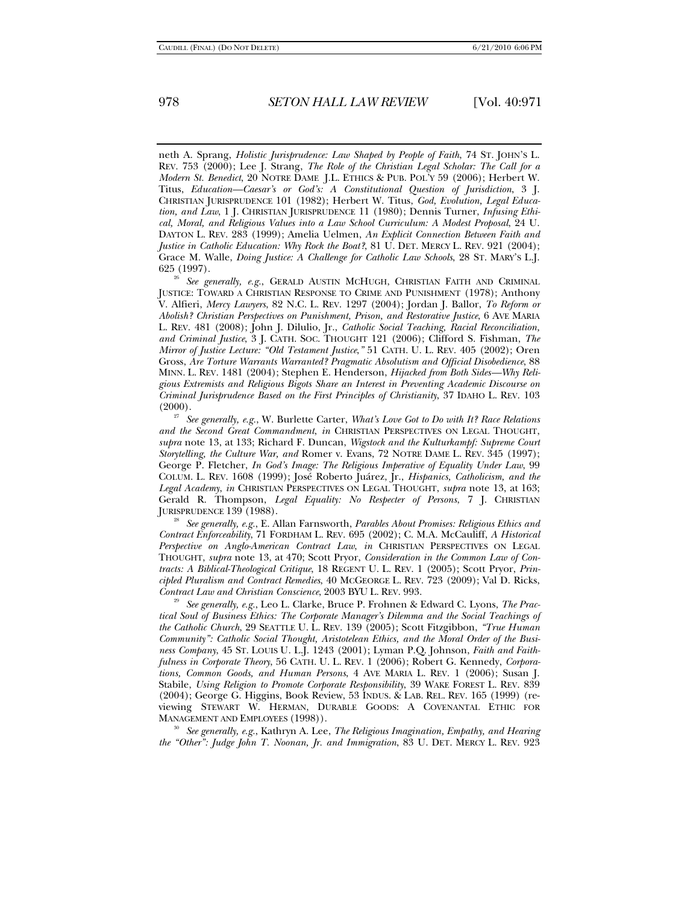neth A. Sprang, *Holistic Jurisprudence: Law Shaped by People of Faith*, 74 ST. JOHN'S L. REV. 753 (2000); Lee J. Strang, *The Role of the Christian Legal Scholar: The Call for a Modern St. Benedict*, 20 NOTRE DAME J.L. ETHICS & PUB. POL'Y 59 (2006); Herbert W. Titus, *Education—Caesar's or God's: A Constitutional Question of Jurisdiction*, 3 J. CHRISTIAN JURISPRUDENCE 101 (1982); Herbert W. Titus, *God, Evolution, Legal Education, and Law*, 1 J. CHRISTIAN JURISPRUDENCE 11 (1980); Dennis Turner, *Infusing Ethical, Moral, and Religious Values into a Law School Curriculum: A Modest Proposal*, 24 U. DAYTON L. REV. 283 (1999); Amelia Uelmen, *An Explicit Connection Between Faith and Justice in Catholic Education: Why Rock the Boat?*, 81 U. DET. MERCY L. REV. 921 (2004); Grace M. Walle, *Doing Justice: A Challenge for Catholic Law Schools*, 28 ST. MARY'S L.J. 625 (1997).

[26] *See generally, e.g.*, GERALD AUSTIN MCHUGH, CHRISTIAN FAITH AND CRIMINAL JUSTICE: TOWARD A CHRISTIAN RESPONSE TO CRIME AND PUNISHMENT (1978); Anthony V. Alfieri, *Mercy Lawyers*, 82 N.C. L. REV. 1297 (2004); Jordan J. Ballor, *To Reform or Abolish? Christian Perspectives on Punishment, Prison, and Restorative Justice*, 6 AVE MARIA L. REV. 481 (2008); John J. Dilulio, Jr., *Catholic Social Teaching, Racial Reconciliation, and Criminal Justice*, 3 J. CATH. SOC. THOUGHT 121 (2006); Clifford S. Fishman, *The Mirror of Justice Lecture: "Old Testament Justice*,*"* 51 CATH. U. L. REV. 405 (2002); Oren Gross, *Are Torture Warrants Warranted? Pragmatic Absolutism and Official Disobedience*, 88 MINN. L. REV. 1481 (2004); Stephen E. Henderson, *Hijacked from Both Sides—Why Religious Extremists and Religious Bigots Share an Interest in Preventing Academic Discourse on Criminal Jurisprudence Based on the First Principles of Christianity*, 37 IDAHO L. REV. 103 (2000).

[27] *See generally, e.g.*, W. Burlette Carter, *What's Love Got to Do with It? Race Relations and the Second Great Commandment*, *in* CHRISTIAN PERSPECTIVES ON LEGAL THOUGHT, *supra* note 13, at 133; Richard F. Duncan, *Wigstock and the Kulturkampf: Supreme Court Storytelling, the Culture War, and* Romer v. Evans, 72 NOTRE DAME L. REV. 345 (1997); George P. Fletcher, *In God's Image: The Religious Imperative of Equality Under Law*, 99 COLUM. L. REV. 1608 (1999); José Roberto Juárez, Jr., *Hispanics, Catholicism, and the Legal Academy*, *in* CHRISTIAN PERSPECTIVES ON LEGAL THOUGHT, *supra* note 13, at 163; Gerald R. Thompson, *Legal Equality: No Respecter of Persons*, 7 J. CHRISTIAN JURISPRUDENCE 139 (1988).

[28] *See generally, e.g.*, E. Allan Farnsworth, *Parables About Promises: Religious Ethics and Contract Enforceability*, 71 FORDHAM L. REV. 695 (2002); C. M.A. McCauliff, *A Historical Perspective on Anglo-American Contract Law*, *in* CHRISTIAN PERSPECTIVES ON LEGAL THOUGHT, *supra* note 13, at 470; Scott Pryor, *Consideration in the Common Law of Contracts: A Biblical-Theological Critique*, 18 REGENT U. L. REV. 1 (2005); Scott Pryor, *Principled Pluralism and Contract Remedies*, 40 MCGEORGE L. REV. 723 (2009); Val D. Ricks, *Contract Law and Christian Conscience*, 2003 BYU L. REV. 993.

[29] *See generally, e.g.*, Leo L. Clarke, Bruce P. Frohnen & Edward C. Lyons, *The Practical Soul of Business Ethics: The Corporate Manager's Dilemma and the Social Teachings of the Catholic Church*, 29 SEATTLE U. L. REV. 139 (2005); Scott Fitzgibbon, *"True Human Community": Catholic Social Thought, Aristotelean Ethics, and the Moral Order of the Business Company*, 45 ST. LOUIS U. L.J. 1243 (2001); Lyman P.Q. Johnson, *Faith and Faithfulness in Corporate Theory*, 56 CATH. U. L. REV. 1 (2006); Robert G. Kennedy, *Corporations, Common Goods, and Human Persons*, 4 AVE MARIA L. REV. 1 (2006); Susan J. Stabile, *Using Religion to Promote Corporate Responsibility*, 39 WAKE FOREST L. REV. 839 (2004); George G. Higgins, Book Review, 53 INDUS. & LAB. REL. REV. 165 (1999) (reviewing STEWART W. HERMAN, DURABLE GOODS: A COVENANTAL ETHIC FOR MANAGEMENT AND EMPLOYEES (1998)).

[30] *See generally, e.g.*, Kathryn A. Lee, *The Religious Imagination, Empathy, and Hearing the "Other": Judge John T. Noonan, Jr. and Immigration*, 83 U. DET. MERCY L. REV. 923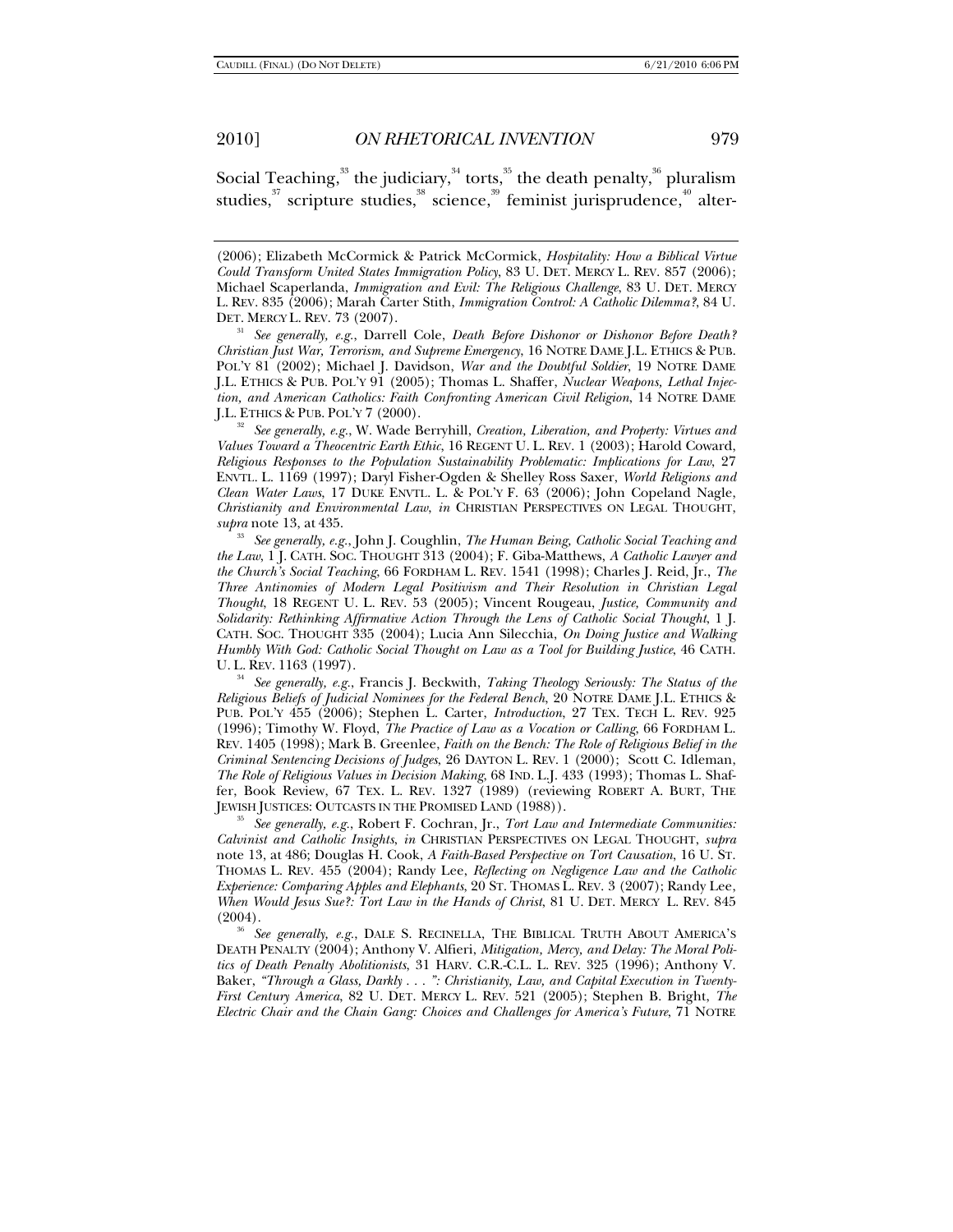Social Teaching,[33] the judiciary,[34] torts,[35] the death penalty,[36] pluralism studies,[37] scripture studies,[38] science,[39] feminist jurisprudence,[40] alter-

---

(2006); Elizabeth McCormick & Patrick McCormick, *Hospitality: How a Biblical Virtue Could Transform United States Immigration Policy*, 83 U. DET. MERCY L. REV. 857 (2006); Michael Scaperlanda, *Immigration and Evil: The Religious Challenge*, 83 U. DET. MERCY L. REV. 835 (2006); Marah Carter Stith, *Immigration Control: A Catholic Dilemma?*, 84 U. DET. MERCY L. REV. 73 (2007).

[31] *See generally, e.g.*, Darrell Cole, *Death Before Dishonor or Dishonor Before Death? Christian Just War, Terrorism, and Supreme Emergency*, 16 NOTRE DAME J.L. ETHICS & PUB. POL'Y 81 (2002); Michael J. Davidson, *War and the Doubtful Soldier*, 19 NOTRE DAME J.L. ETHICS & PUB. POL'Y 91 (2005); Thomas L. Shaffer, *Nuclear Weapons, Lethal Injection, and American Catholics: Faith Confronting American Civil Religion*, 14 NOTRE DAME J.L. ETHICS & PUB. POL'Y 7 (2000).

[32] *See generally, e.g.*, W. Wade Berryhill, *Creation, Liberation, and Property: Virtues and Values Toward a Theocentric Earth Ethic*, 16 REGENT U. L. REV. 1 (2003); Harold Coward, *Religious Responses to the Population Sustainability Problematic: Implications for Law*, 27 ENVTL. L. 1169 (1997); Daryl Fisher-Ogden & Shelley Ross Saxer, *World Religions and Clean Water Laws*, 17 DUKE ENVTL. L. & POL'Y F. 63 (2006); John Copeland Nagle, *Christianity and Environmental Law*, *in* CHRISTIAN PERSPECTIVES ON LEGAL THOUGHT, *supra* note 13, at 435.

[33] *See generally, e.g.*, John J. Coughlin, *The Human Being, Catholic Social Teaching and the Law*, 1 J. CATH. SOC. THOUGHT 313 (2004); F. Giba-Matthews, *A Catholic Lawyer and the Church's Social Teaching*, 66 FORDHAM L. REV. 1541 (1998); Charles J. Reid, Jr., *The Three Antinomies of Modern Legal Positivism and Their Resolution in Christian Legal Thought*, 18 REGENT U. L. REV. 53 (2005); Vincent Rougeau, *Justice, Community and Solidarity: Rethinking Affirmative Action Through the Lens of Catholic Social Thought*, 1 J. CATH. SOC. THOUGHT 335 (2004); Lucia Ann Silecchia, *On Doing Justice and Walking Humbly With God: Catholic Social Thought on Law as a Tool for Building Justice*, 46 CATH. U. L. REV. 1163 (1997).

[34] *See generally, e.g.*, Francis J. Beckwith, *Taking Theology Seriously: The Status of the Religious Beliefs of Judicial Nominees for the Federal Bench*, 20 NOTRE DAME J.L. ETHICS & PUB. POL'Y 455 (2006); Stephen L. Carter, *Introduction*, 27 TEX. TECH L. REV. 925 (1996); Timothy W. Floyd, *The Practice of Law as a Vocation or Calling*, 66 FORDHAM L. REV. 1405 (1998); Mark B. Greenlee, *Faith on the Bench: The Role of Religious Belief in the Criminal Sentencing Decisions of Judges*, 26 DAYTON L. REV. 1 (2000); Scott C. Idleman, *The Role of Religious Values in Decision Making*, 68 IND. L.J. 433 (1993); Thomas L. Shaffer, Book Review, 67 TEX. L. REV. 1327 (1989) (reviewing ROBERT A. BURT, THE JEWISH JUSTICES: OUTCASTS IN THE PROMISED LAND (1988)).

[35] *See generally, e.g.*, Robert F. Cochran, Jr., *Tort Law and Intermediate Communities: Calvinist and Catholic Insights*, *in* CHRISTIAN PERSPECTIVES ON LEGAL THOUGHT, *supra* note 13, at 486; Douglas H. Cook, *A Faith-Based Perspective on Tort Causation*, 16 U. ST. THOMAS L. REV. 455 (2004); Randy Lee, *Reflecting on Negligence Law and the Catholic Experience: Comparing Apples and Elephants*, 20 ST. THOMAS L. REV. 3 (2007); Randy Lee, *When Would Jesus Sue?: Tort Law in the Hands of Christ*, 81 U. DET. MERCY L. REV. 845 (2004).

[36] *See generally, e.g.*, DALE S. RECINELLA, THE BIBLICAL TRUTH ABOUT AMERICA'S DEATH PENALTY (2004); Anthony V. Alfieri, *Mitigation, Mercy, and Delay: The Moral Politics of Death Penalty Abolitionists*, 31 HARV. C.R.-C.L. L. REV. 325 (1996); Anthony V. Baker, *"Through a Glass, Darkly . . . ": Christianity, Law, and Capital Execution in Twenty-First Century America*, 82 U. DET. MERCY L. REV. 521 (2005); Stephen B. Bright, *The Electric Chair and the Chain Gang: Choices and Challenges for America's Future*, 71 NOTRE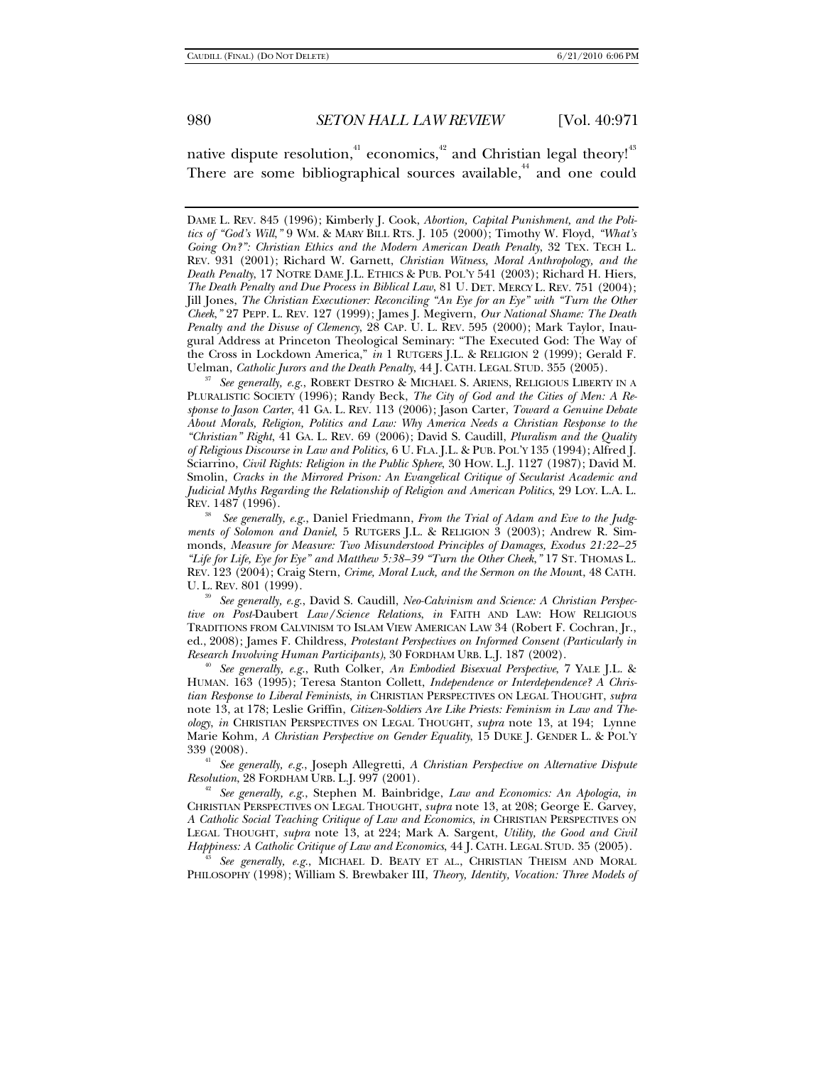native dispute resolution,[41] economics,[42] and Christian legal theory![43] There are some bibliographical sources available,[44] and one could

---

DAME L. REV. 845 (1996); Kimberly J. Cook, *Abortion, Capital Punishment, and the Politics of "God's Will,"* 9 WM. & MARY BILL RTS. J. 105 (2000); Timothy W. Floyd, *"What's Going On?": Christian Ethics and the Modern American Death Penalty*, 32 TEX. TECH L. REV. 931 (2001); Richard W. Garnett, *Christian Witness, Moral Anthropology, and the Death Penalty*, 17 NOTRE DAME J.L. ETHICS & PUB. POL'Y 541 (2003); Richard H. Hiers, *The Death Penalty and Due Process in Biblical Law*, 81 U. DET. MERCY L. REV. 751 (2004); Jill Jones, *The Christian Executioner: Reconciling "An Eye for an Eye" with "Turn the Other Cheek,"* 27 PEPP. L. REV. 127 (1999); James J. Megivern, *Our National Shame: The Death Penalty and the Disuse of Clemency*, 28 CAP. U. L. REV. 595 (2000); Mark Taylor, Inaugural Address at Princeton Theological Seminary: "The Executed God: The Way of the Cross in Lockdown America," *in* 1 RUTGERS J.L. & RELIGION 2 (1999); Gerald F. Uelman, *Catholic Jurors and the Death Penalty*, 44 J. CATH. LEGAL STUD. 355 (2005).

[37] *See generally, e.g.*, ROBERT DESTRO & MICHAEL S. ARIENS, RELIGIOUS LIBERTY IN A PLURALISTIC SOCIETY (1996); Randy Beck, *The City of God and the Cities of Men: A Response to Jason Carter*, 41 GA. L. REV. 113 (2006); Jason Carter, *Toward a Genuine Debate About Morals, Religion, Politics and Law: Why America Needs a Christian Response to the "Christian" Right*, 41 GA. L. REV. 69 (2006); David S. Caudill, *Pluralism and the Quality of Religious Discourse in Law and Politics*, 6 U. FLA. J.L. & PUB. POL'Y 135 (1994); Alfred J. Sciarrino, *Civil Rights: Religion in the Public Sphere*, 30 HOW. L.J. 1127 (1987); David M. Smolin, *Cracks in the Mirrored Prison: An Evangelical Critique of Secularist Academic and Judicial Myths Regarding the Relationship of Religion and American Politics*, 29 LOY. L.A. L. REV. 1487 (1996).

[38] *See generally, e.g.*, Daniel Friedmann, *From the Trial of Adam and Eve to the Judgments of Solomon and Daniel*, 5 RUTGERS J.L. & RELIGION 3 (2003); Andrew R. Simmonds, *Measure for Measure: Two Misunderstood Principles of Damages, Exodus 21:22–25 "Life for Life, Eye for Eye" and Matthew 5:38–39 "Turn the Other Cheek,"* 17 ST. THOMAS L. REV. 123 (2004); Craig Stern, *Crime, Moral Luck, and the Sermon on the Mount*, 48 CATH. U. L. REV. 801 (1999).

[39] *See generally, e.g.*, David S. Caudill, *Neo-Calvinism and Science: A Christian Perspective on Post-*Daubert *Law/Science Relations*, *in* FAITH AND LAW: HOW RELIGIOUS TRADITIONS FROM CALVINISM TO ISLAM VIEW AMERICAN LAW 34 (Robert F. Cochran, Jr., ed., 2008); James F. Childress, *Protestant Perspectives on Informed Consent (Particularly in Research Involving Human Participants)*, 30 FORDHAM URB. L.J. 187 (2002).

[40] *See generally, e.g.*, Ruth Colker, *An Embodied Bisexual Perspective*, 7 YALE J.L. & HUMAN. 163 (1995); Teresa Stanton Collett, *Independence or Interdependence? A Christian Response to Liberal Feminists*, *in* CHRISTIAN PERSPECTIVES ON LEGAL THOUGHT, *supra* note 13, at 178; Leslie Griffin, *Citizen-Soldiers Are Like Priests: Feminism in Law and Theology*, *in* CHRISTIAN PERSPECTIVES ON LEGAL THOUGHT, *supra* note 13, at 194; Lynne Marie Kohm, *A Christian Perspective on Gender Equality*, 15 DUKE J. GENDER L. & POL'Y 339 (2008).

[41] *See generally, e.g.*, Joseph Allegretti, *A Christian Perspective on Alternative Dispute Resolution*, 28 FORDHAM URB. L.J. 997 (2001).

[42] *See generally, e.g.*, Stephen M. Bainbridge, *Law and Economics: An Apologia*, *in* CHRISTIAN PERSPECTIVES ON LEGAL THOUGHT, *supra* note 13, at 208; George E. Garvey, *A Catholic Social Teaching Critique of Law and Economics*, *in* CHRISTIAN PERSPECTIVES ON LEGAL THOUGHT, *supra* note 13, at 224; Mark A. Sargent, *Utility, the Good and Civil Happiness: A Catholic Critique of Law and Economics*, 44 J. CATH. LEGAL STUD. 35 (2005).

[43] *See generally, e.g.*, MICHAEL D. BEATY ET AL., CHRISTIAN THEISM AND MORAL PHILOSOPHY (1998); William S. Brewbaker III, *Theory, Identity, Vocation: Three Models of*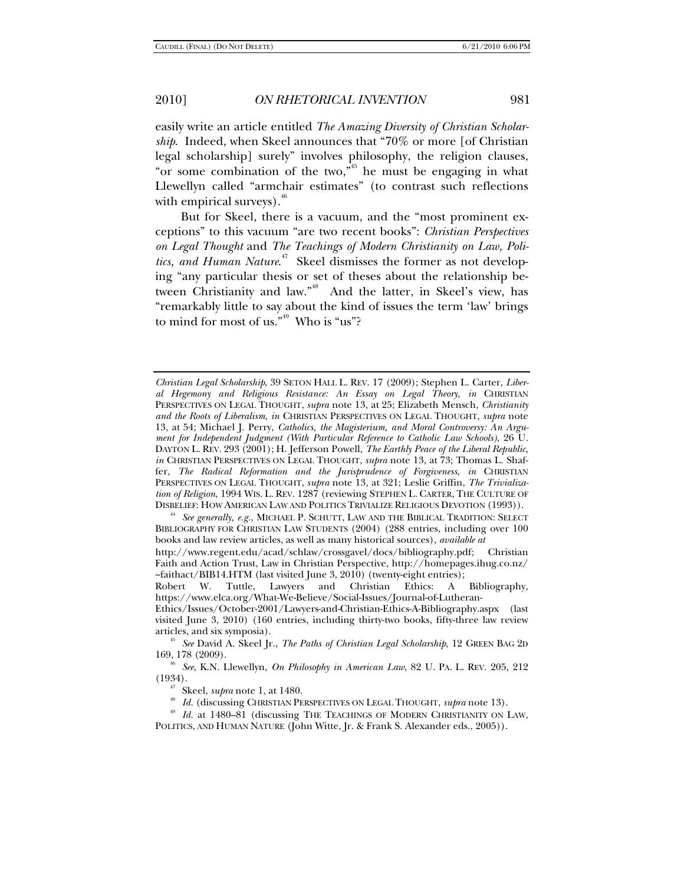easily write an article entitled *The Amazing Diversity of Christian Scholarship*. Indeed, when Skeel announces that "70% or more [of Christian legal scholarship] surely" involves philosophy, the religion clauses, "or some combination of the two,"[45] he must be engaging in what Llewellyn called "armchair estimates" (to contrast such reflections with empirical surveys).[46]

But for Skeel, there is a vacuum, and the "most prominent exceptions" to this vacuum "are two recent books": *Christian Perspectives on Legal Thought* and *The Teachings of Modern Christianity on Law, Politics, and Human Nature*.[47] Skeel dismisses the former as not developing "any particular thesis or set of theses about the relationship between Christianity and law."[48] And the latter, in Skeel's view, has "remarkably little to say about the kind of issues the term 'law' brings to mind for most of us."[49] Who is "us"?

---

*Christian Legal Scholarship*, 39 SETON HALL L. REV. 17 (2009); Stephen L. Carter, *Liberal Hegemony and Religious Resistance: An Essay on Legal Theory*, *in* CHRISTIAN PERSPECTIVES ON LEGAL THOUGHT, *supra* note 13, at 25; Elizabeth Mensch, *Christianity and the Roots of Liberalism*, *in* CHRISTIAN PERSPECTIVES ON LEGAL THOUGHT, *supra* note 13, at 54; Michael J. Perry, *Catholics, the Magisterium, and Moral Controversy: An Argument for Independent Judgment (With Particular Reference to Catholic Law Schools)*, 26 U. DAYTON L. REV. 293 (2001); H. Jefferson Powell, *The Earthly Peace of the Liberal Republic*, *in* CHRISTIAN PERSPECTIVES ON LEGAL THOUGHT, *supra* note 13, at 73; Thomas L. Shaffer, *The Radical Reformation and the Jurisprudence of Forgiveness*, *in* CHRISTIAN PERSPECTIVES ON LEGAL THOUGHT, *supra* note 13, at 321; Leslie Griffin, *The Trivialization of Religion*, 1994 WIS. L. REV. 1287 (reviewing STEPHEN L. CARTER, THE CULTURE OF DISBELIEF: HOW AMERICAN LAW AND POLITICS TRIVIALIZE RELIGIOUS DEVOTION (1993)).

[44] *See generally, e.g.*, MICHAEL P. SCHUTT, LAW AND THE BIBLICAL TRADITION: SELECT BIBLIOGRAPHY FOR CHRISTIAN LAW STUDENTS (2004) (288 entries, including over 100 books and law review articles, as well as many historical sources), *available at* http://www.regent.edu/acad/schlaw/crossgavel/docs/bibliography.pdf; Christian Faith and Action Trust, Law in Christian Perspective, http://homepages.ihug.co.nz/~faithact/BIB14.HTM (last visited June 3, 2010) (twenty-eight entries); Robert W. Tuttle, Lawyers and Christian Ethics: A Bibliography, https://www.elca.org/What-We-Believe/Social-Issues/Journal-of-Lutheran-Ethics/Issues/October-2001/Lawyers-and-Christian-Ethics-A-Bibliography.aspx (last visited June 3, 2010) (160 entries, including thirty-two books, fifty-three law review articles, and six symposia).

[45] *See* David A. Skeel Jr., *The Paths of Christian Legal Scholarship*, 12 GREEN BAG 2D 169, 178 (2009).

[46] *See*, K.N. Llewellyn, *On Philosophy in American Law*, 82 U. PA. L. REV. 205, 212 (1934).

[47] Skeel, *supra* note 1, at 1480.

[48] *Id.* (discussing CHRISTIAN PERSPECTIVES ON LEGAL THOUGHT, *supra* note 13).

[49] *Id.* at 1480–81 (discussing THE TEACHINGS OF MODERN CHRISTIANITY ON LAW, POLITICS, AND HUMAN NATURE (John Witte, Jr. & Frank S. Alexander eds., 2005)).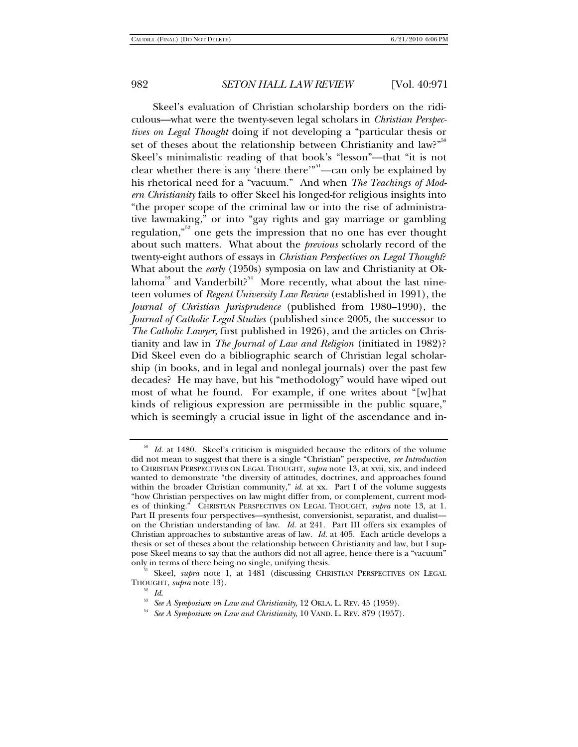Skeel's evaluation of Christian scholarship borders on the ridiculous—what were the twenty-seven legal scholars in *Christian Perspectives on Legal Thought* doing if not developing a "particular thesis or set of theses about the relationship between Christianity and law?"[50] Skeel's minimalistic reading of that book's "lesson"—that "it is not clear whether there is any 'there there'"[51]—can only be explained by his rhetorical need for a "vacuum." And when *The Teachings of Modern Christianity* fails to offer Skeel his longed-for religious insights into "the proper scope of the criminal law or into the rise of administrative lawmaking," or into "gay rights and gay marriage or gambling regulation,"[52] one gets the impression that no one has ever thought about such matters. What about the *previous* scholarly record of the twenty-eight authors of essays in *Christian Perspectives on Legal Thought*? What about the *early* (1950s) symposia on law and Christianity at Oklahoma[53] and Vanderbilt?[54] More recently, what about the last nineteen volumes of *Regent University Law Review* (established in 1991), the *Journal of Christian Jurisprudence* (published from 1980–1990), the *Journal of Catholic Legal Studies* (published since 2005, the successor to *The Catholic Lawyer*, first published in 1926), and the articles on Christianity and law in *The Journal of Law and Religion* (initiated in 1982)? Did Skeel even do a bibliographic search of Christian legal scholarship (in books, and in legal and nonlegal journals) over the past few decades? He may have, but his "methodology" would have wiped out most of what he found. For example, if one writes about "[w]hat kinds of religious expression are permissible in the public square," which is seemingly a crucial issue in light of the ascendance and in-

---

[50] *Id.* at 1480. Skeel's criticism is misguided because the editors of the volume did not mean to suggest that there is a single "Christian" perspective, *see Introduction* to CHRISTIAN PERSPECTIVES ON LEGAL THOUGHT, *supra* note 13, at xvii, xix, and indeed wanted to demonstrate "the diversity of attitudes, doctrines, and approaches found within the broader Christian community," *id.* at xx. Part I of the volume suggests "how Christian perspectives on law might differ from, or complement, current modes of thinking." CHRISTIAN PERSPECTIVES ON LEGAL THOUGHT, *supra* note 13, at 1. Part II presents four perspectives—synthesist, conversionist, separatist, and dualist—on the Christian understanding of law. *Id.* at 241. Part III offers six examples of Christian approaches to substantive areas of law. *Id.* at 405. Each article develops a thesis or set of theses about the relationship between Christianity and law, but I suppose Skeel means to say that the authors did not all agree, hence there is a "vacuum" only in terms of there being no single, unifying thesis.

[51] Skeel, *supra* note 1, at 1481 (discussing CHRISTIAN PERSPECTIVES ON LEGAL THOUGHT, *supra* note 13).

[52] *Id.*

[53] *See A Symposium on Law and Christianity*, 12 OKLA. L. REV. 45 (1959).

[54] *See A Symposium on Law and Christianity*, 10 VAND. L. REV. 879 (1957).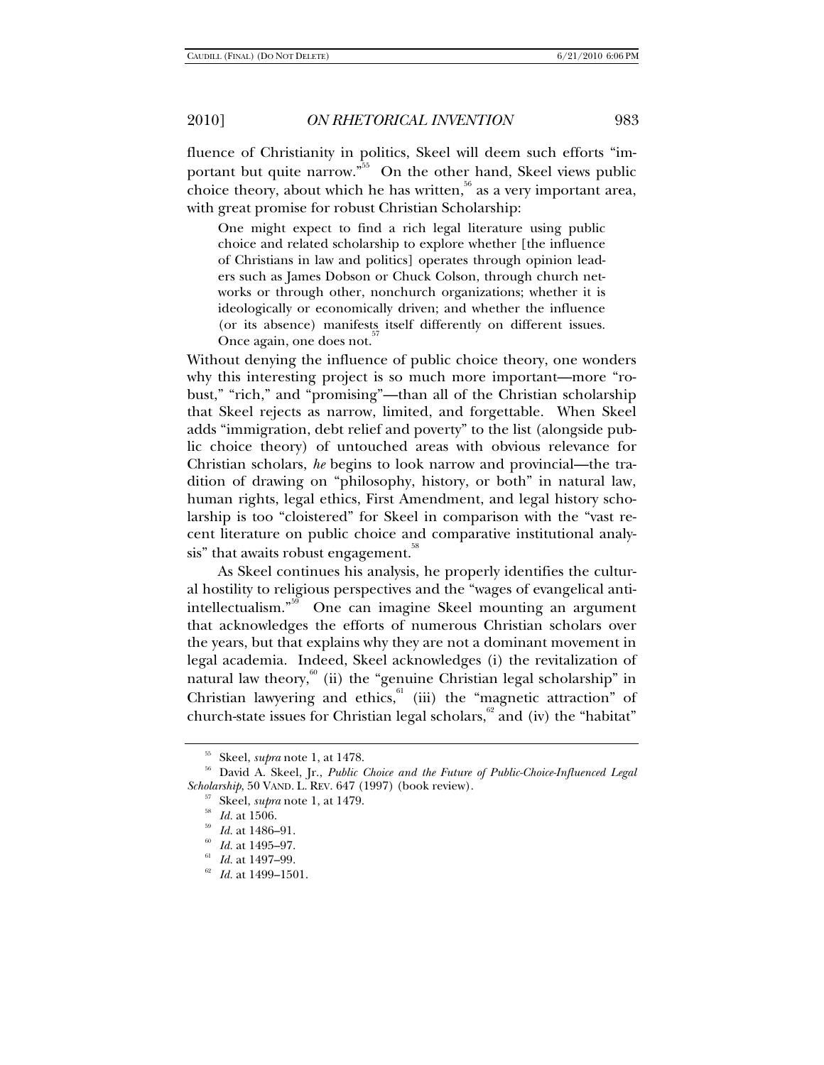fluence of Christianity in politics, Skeel will deem such efforts "important but quite narrow."[55] On the other hand, Skeel views public choice theory, about which he has written,[56] as a very important area, with great promise for robust Christian Scholarship:

> One might expect to find a rich legal literature using public choice and related scholarship to explore whether [the influence of Christians in law and politics] operates through opinion leaders such as James Dobson or Chuck Colson, through church networks or through other, nonchurch organizations; whether it is ideologically or economically driven; and whether the influence (or its absence) manifests itself differently on different issues. Once again, one does not.[57]

Without denying the influence of public choice theory, one wonders why this interesting project is so much more important—more "robust," "rich," and "promising"—than all of the Christian scholarship that Skeel rejects as narrow, limited, and forgettable. When Skeel adds "immigration, debt relief and poverty" to the list (alongside public choice theory) of untouched areas with obvious relevance for Christian scholars, *he* begins to look narrow and provincial—the tradition of drawing on "philosophy, history, or both" in natural law, human rights, legal ethics, First Amendment, and legal history scholarship is too "cloistered" for Skeel in comparison with the "vast recent literature on public choice and comparative institutional analysis" that awaits robust engagement.[58]

As Skeel continues his analysis, he properly identifies the cultural hostility to religious perspectives and the "wages of evangelical anti-intellectualism."[59] One can imagine Skeel mounting an argument that acknowledges the efforts of numerous Christian scholars over the years, but that explains why they are not a dominant movement in legal academia. Indeed, Skeel acknowledges (i) the revitalization of natural law theory,[60] (ii) the "genuine Christian legal scholarship" in Christian lawyering and ethics,[61] (iii) the "magnetic attraction" of church-state issues for Christian legal scholars,[62] and (iv) the "habitat"

---

[55] Skeel, *supra* note 1, at 1478.

[56] David A. Skeel, Jr., *Public Choice and the Future of Public-Choice-Influenced Legal Scholarship*, 50 VAND. L. REV. 647 (1997) (book review).

[57] Skeel, *supra* note 1, at 1479.

[58] *Id.* at 1506.

[59] *Id.* at 1486–91.

[60] *Id.* at 1495–97.

[61] *Id.* at 1497–99.

[62] *Id.* at 1499–1501.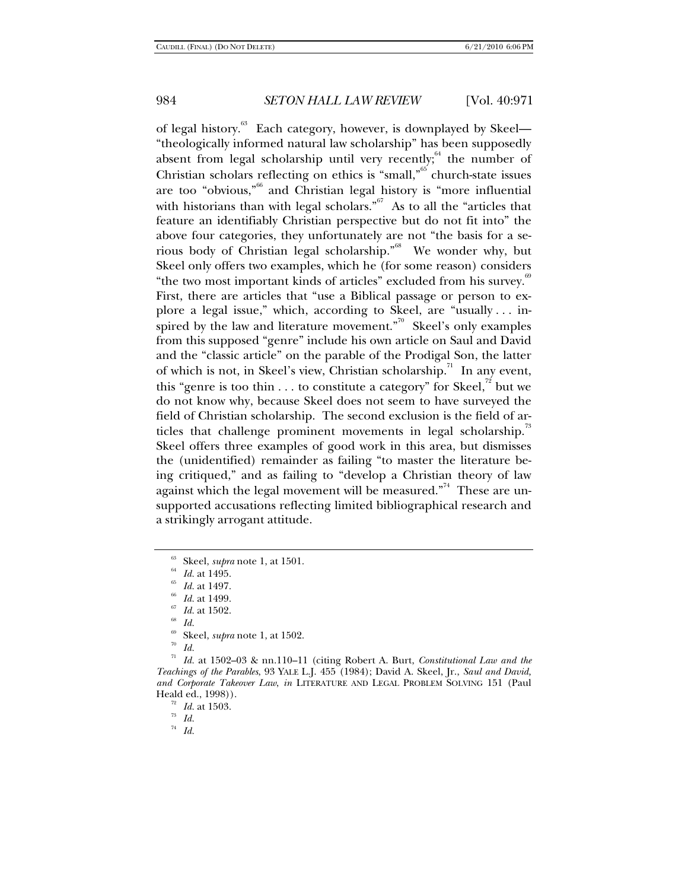of legal history.[63] Each category, however, is downplayed by Skeel—"theologically informed natural law scholarship" has been supposedly absent from legal scholarship until very recently;[64] the number of Christian scholars reflecting on ethics is "small,"[65] church-state issues are too "obvious,"[66] and Christian legal history is "more influential with historians than with legal scholars."[67] As to all the "articles that feature an identifiably Christian perspective but do not fit into" the above four categories, they unfortunately are not "the basis for a serious body of Christian legal scholarship."[68] We wonder why, but Skeel only offers two examples, which he (for some reason) considers "the two most important kinds of articles" excluded from his survey.[69] First, there are articles that "use a Biblical passage or person to explore a legal issue," which, according to Skeel, are "usually . . . inspired by the law and literature movement."[70] Skeel's only examples from this supposed "genre" include his own article on Saul and David and the "classic article" on the parable of the Prodigal Son, the latter of which is not, in Skeel's view, Christian scholarship.[71] In any event, this "genre is too thin . . . to constitute a category" for Skeel,[72] but we do not know why, because Skeel does not seem to have surveyed the field of Christian scholarship. The second exclusion is the field of articles that challenge prominent movements in legal scholarship.[73] Skeel offers three examples of good work in this area, but dismisses the (unidentified) remainder as failing "to master the literature being critiqued," and as failing to "develop a Christian theory of law against which the legal movement will be measured."[74] These are unsupported accusations reflecting limited bibliographical research and a strikingly arrogant attitude.

---

[63] Skeel, *supra* note 1, at 1501.

[64] *Id.* at 1495.

[65] *Id.* at 1497.

[66] *Id.* at 1499.

[67] *Id.* at 1502.

[68] *Id.*

[69] Skeel, *supra* note 1, at 1502.

[70] *Id.*

[71] *Id.* at 1502–03 & nn.110–11 (citing Robert A. Burt, *Constitutional Law and the Teachings of the Parables*, 93 YALE L.J. 455 (1984); David A. Skeel, Jr., *Saul and David, and Corporate Takeover Law*, *in* LITERATURE AND LEGAL PROBLEM SOLVING 151 (Paul Heald ed., 1998)).

[72] *Id.* at 1503.

[73] *Id.*

[74] *Id.*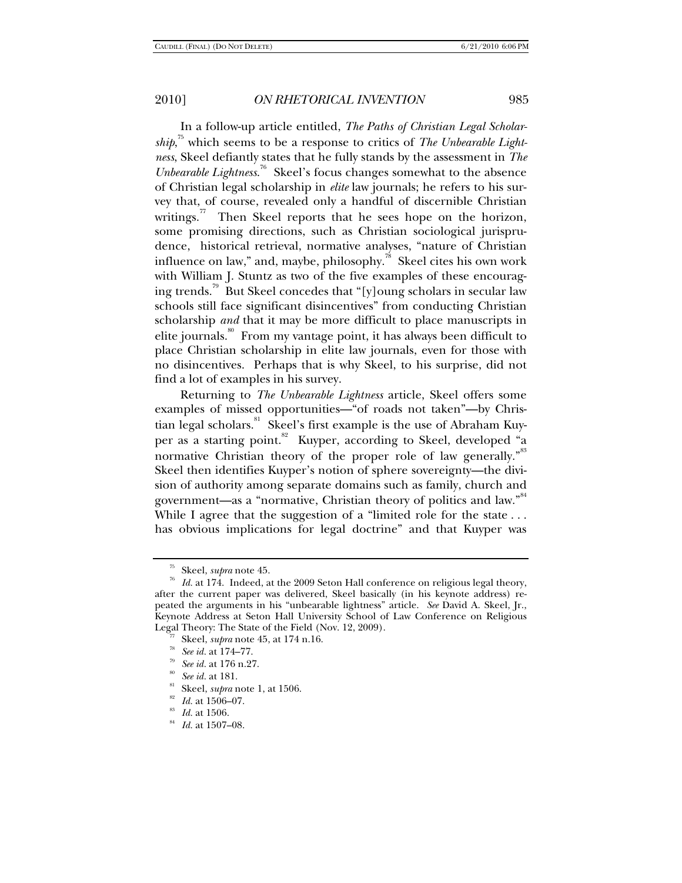In a follow-up article entitled, *The Paths of Christian Legal Scholarship*,[75] which seems to be a response to critics of *The Unbearable Lightness*, Skeel defiantly states that he fully stands by the assessment in *The Unbearable Lightness*.[76] Skeel's focus changes somewhat to the absence of Christian legal scholarship in *elite* law journals; he refers to his survey that, of course, revealed only a handful of discernible Christian writings.[77] Then Skeel reports that he sees hope on the horizon, some promising directions, such as Christian sociological jurisprudence, historical retrieval, normative analyses, "nature of Christian influence on law," and, maybe, philosophy.[78] Skeel cites his own work with William J. Stuntz as two of the five examples of these encouraging trends.[79] But Skeel concedes that "[y]oung scholars in secular law schools still face significant disincentives" from conducting Christian scholarship *and* that it may be more difficult to place manuscripts in elite journals.[80] From my vantage point, it has always been difficult to place Christian scholarship in elite law journals, even for those with no disincentives. Perhaps that is why Skeel, to his surprise, did not find a lot of examples in his survey.

Returning to *The Unbearable Lightness* article, Skeel offers some examples of missed opportunities—"of roads not taken"—by Christian legal scholars.[81] Skeel's first example is the use of Abraham Kuyper as a starting point.[82] Kuyper, according to Skeel, developed "a normative Christian theory of the proper role of law generally."[83] Skeel then identifies Kuyper's notion of sphere sovereignty—the division of authority among separate domains such as family, church and government—as a "normative, Christian theory of politics and law."[84] While I agree that the suggestion of a "limited role for the state . . . has obvious implications for legal doctrine" and that Kuyper was

---

[75] Skeel, *supra* note 45.

[76] *Id.* at 174. Indeed, at the 2009 Seton Hall conference on religious legal theory, after the current paper was delivered, Skeel basically (in his keynote address) repeated the arguments in his "unbearable lightness" article. *See* David A. Skeel, Jr., Keynote Address at Seton Hall University School of Law Conference on Religious Legal Theory: The State of the Field (Nov. 12, 2009).

[77] Skeel, *supra* note 45, at 174 n.16.

[78] *See id.* at 174–77.

[79] *See id.* at 176 n.27.

[80] *See id.* at 181.

[81] Skeel, *supra* note 1, at 1506.

[82] *Id.* at 1506–07.

[83] *Id.* at 1506.

[84] *Id.* at 1507–08.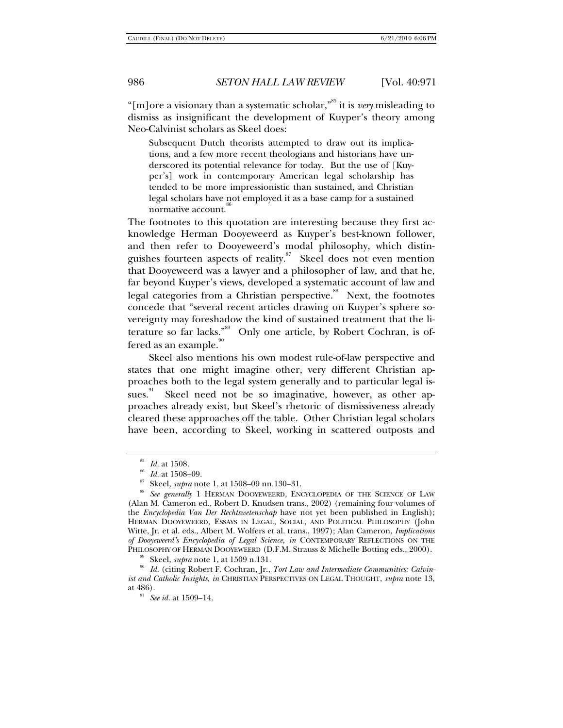"[m]ore a visionary than a systematic scholar,"[85] it is *very* misleading to dismiss as insignificant the development of Kuyper's theory among Neo-Calvinist scholars as Skeel does:

> Subsequent Dutch theorists attempted to draw out its implications, and a few more recent theologians and historians have underscored its potential relevance for today. But the use of [Kuyper's] work in contemporary American legal scholarship has tended to be more impressionistic than sustained, and Christian legal scholars have not employed it as a base camp for a sustained normative account.[86]

The footnotes to this quotation are interesting because they first acknowledge Herman Dooyeweerd as Kuyper's best-known follower, and then refer to Dooyeweerd's modal philosophy, which distinguishes fourteen aspects of reality.[87] Skeel does not even mention that Dooyeweerd was a lawyer and a philosopher of law, and that he, far beyond Kuyper's views, developed a systematic account of law and legal categories from a Christian perspective.[88] Next, the footnotes concede that "several recent articles drawing on Kuyper's sphere sovereignty may foreshadow the kind of sustained treatment that the literature so far lacks."[89] Only one article, by Robert Cochran, is offered as an example.[90]

Skeel also mentions his own modest rule-of-law perspective and states that one might imagine other, very different Christian approaches both to the legal system generally and to particular legal issues.[91] Skeel need not be so imaginative, however, as other approaches already exist, but Skeel's rhetoric of dismissiveness already cleared these approaches off the table. Other Christian legal scholars have been, according to Skeel, working in scattered outposts and

---

[85] *Id.* at 1508.

[86] *Id.* at 1508–09.

[87] Skeel, *supra* note 1, at 1508–09 nn.130–31.

[88] *See generally* 1 HERMAN DOOYEWEERD, ENCYCLOPEDIA OF THE SCIENCE OF LAW (Alan M. Cameron ed., Robert D. Knudsen trans., 2002) (remaining four volumes of the *Encyclopedia Van Der Rechtswetenschap* have not yet been published in English); HERMAN DOOYEWEERD, ESSAYS IN LEGAL, SOCIAL, AND POLITICAL PHILOSOPHY (John Witte, Jr. et al. eds., Albert M. Wolfers et al. trans., 1997); Alan Cameron, *Implications of Dooyeweerd's Encyclopedia of Legal Science*, *in* CONTEMPORARY REFLECTIONS ON THE PHILOSOPHY OF HERMAN DOOYEWEERD (D.F.M. Strauss & Michelle Botting eds., 2000).

[89] Skeel, *supra* note 1, at 1509 n.131.

[90] *Id.* (citing Robert F. Cochran, Jr., *Tort Law and Intermediate Communities: Calvinist and Catholic Insights*, *in* CHRISTIAN PERSPECTIVES ON LEGAL THOUGHT, *supra* note 13, at 486).

[91] *See id.* at 1509–14.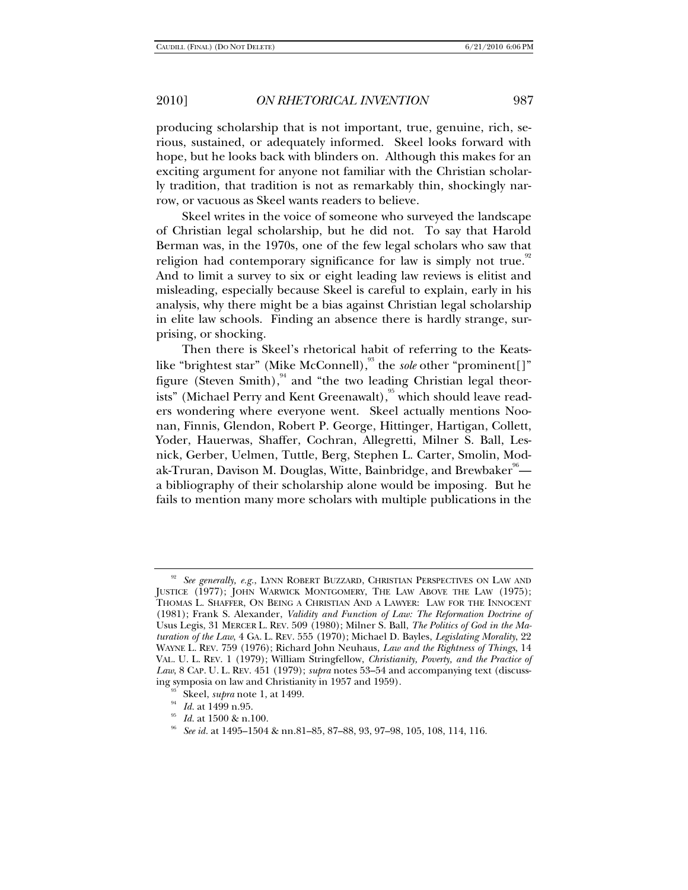producing scholarship that is not important, true, genuine, rich, serious, sustained, or adequately informed. Skeel looks forward with hope, but he looks back with blinders on. Although this makes for an exciting argument for anyone not familiar with the Christian scholarly tradition, that tradition is not as remarkably thin, shockingly narrow, or vacuous as Skeel wants readers to believe.

Skeel writes in the voice of someone who surveyed the landscape of Christian legal scholarship, but he did not. To say that Harold Berman was, in the 1970s, one of the few legal scholars who saw that religion had contemporary significance for law is simply not true.[92] And to limit a survey to six or eight leading law reviews is elitist and misleading, especially because Skeel is careful to explain, early in his analysis, why there might be a bias against Christian legal scholarship in elite law schools. Finding an absence there is hardly strange, surprising, or shocking.

Then there is Skeel's rhetorical habit of referring to the Keats-like "brightest star" (Mike McConnell),[93] the *sole* other "prominent[]" figure (Steven Smith),[94] and "the two leading Christian legal theorists" (Michael Perry and Kent Greenawalt),[95] which should leave readers wondering where everyone went. Skeel actually mentions Noonan, Finnis, Glendon, Robert P. George, Hittinger, Hartigan, Collett, Yoder, Hauerwas, Shaffer, Cochran, Allegretti, Milner S. Ball, Lesnick, Gerber, Uelmen, Tuttle, Berg, Stephen L. Carter, Smolin, Modak-Truran, Davison M. Douglas, Witte, Bainbridge, and Brewbaker[96]—a bibliography of their scholarship alone would be imposing. But he fails to mention many more scholars with multiple publications in the

---

[92] *See generally, e.g.*, LYNN ROBERT BUZZARD, CHRISTIAN PERSPECTIVES ON LAW AND JUSTICE (1977); JOHN WARWICK MONTGOMERY, THE LAW ABOVE THE LAW (1975); THOMAS L. SHAFFER, ON BEING A CHRISTIAN AND A LAWYER: LAW FOR THE INNOCENT (1981); Frank S. Alexander, *Validity and Function of Law: The Reformation Doctrine of* Usus Legis, 31 MERCER L. REV. 509 (1980); Milner S. Ball, *The Politics of God in the Maturation of the Law*, 4 GA. L. REV. 555 (1970); Michael D. Bayles, *Legislating Morality*, 22 WAYNE L. REV. 759 (1976); Richard John Neuhaus, *Law and the Rightness of Things*, 14 VAL. U. L. REV. 1 (1979); William Stringfellow, *Christianity, Poverty, and the Practice of Law*, 8 CAP. U. L. REV. 451 (1979); *supra* notes 53–54 and accompanying text (discussing symposia on law and Christianity in 1957 and 1959).

[93] Skeel, *supra* note 1, at 1499.

[94] *Id.* at 1499 n.95.

[95] *Id.* at 1500 & n.100.

[96] *See id.* at 1495–1504 & nn.81–85, 87–88, 93, 97–98, 105, 108, 114, 116.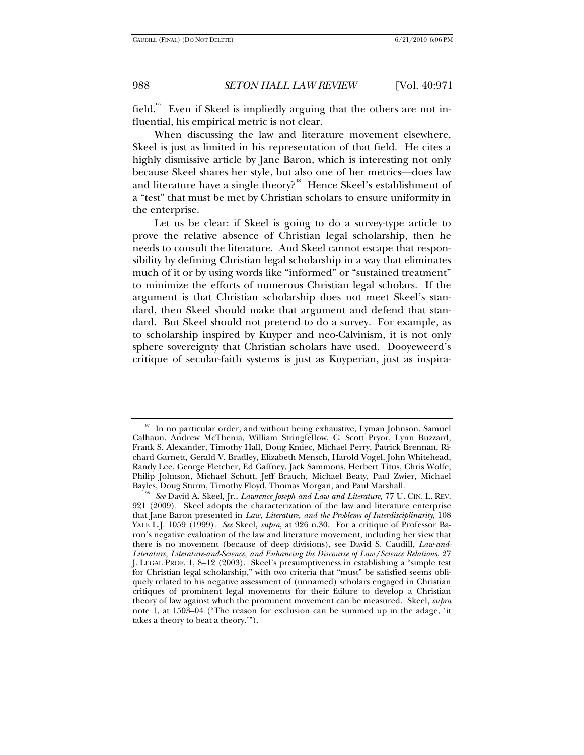field.[97] Even if Skeel is impliedly arguing that the others are not influential, his empirical metric is not clear.

When discussing the law and literature movement elsewhere, Skeel is just as limited in his representation of that field. He cites a highly dismissive article by Jane Baron, which is interesting not only because Skeel shares her style, but also one of her metrics—does law and literature have a single theory?[98] Hence Skeel's establishment of a "test" that must be met by Christian scholars to ensure uniformity in the enterprise.

Let us be clear: if Skeel is going to do a survey-type article to prove the relative absence of Christian legal scholarship, then he needs to consult the literature. And Skeel cannot escape that responsibility by defining Christian legal scholarship in a way that eliminates much of it or by using words like "informed" or "sustained treatment" to minimize the efforts of numerous Christian legal scholars. If the argument is that Christian scholarship does not meet Skeel's standard, then Skeel should make that argument and defend that standard. But Skeel should not pretend to do a survey. For example, as to scholarship inspired by Kuyper and neo-Calvinism, it is not only sphere sovereignty that Christian scholars have used. Dooyeweerd's critique of secular-faith systems is just as Kuyperian, just as inspira-

---

[97] In no particular order, and without being exhaustive, Lyman Johnson, Samuel Calhaun, Andrew McThenia, William Stringfellow, C. Scott Pryor, Lynn Buzzard, Frank S. Alexander, Timothy Hall, Doug Kmiec, Michael Perry, Patrick Brennan, Richard Garnett, Gerald V. Bradley, Elizabeth Mensch, Harold Vogel, John Whitehead, Randy Lee, George Fletcher, Ed Gaffney, Jack Sammons, Herbert Titus, Chris Wolfe, Philip Johnson, Michael Schutt, Jeff Brauch, Michael Beaty, Paul Zwier, Michael Bayles, Doug Sturm, Timothy Floyd, Thomas Morgan, and Paul Marshall.

[98] *See* David A. Skeel, Jr., *Lawrence Joseph and Law and Literature*, 77 U. CIN. L. REV. 921 (2009). Skeel adopts the characterization of the law and literature enterprise that Jane Baron presented in *Law, Literature, and the Problems of Interdisciplinarity*, 108 YALE L.J. 1059 (1999). *See* Skeel, *supra*, at 926 n.30. For a critique of Professor Baron's negative evaluation of the law and literature movement, including her view that there is no movement (because of deep divisions), see David S. Caudill, *Law-and-Literature, Literature-and-Science, and Enhancing the Discourse of Law/Science Relations*, 27 J. LEGAL PROF. 1, 8–12 (2003). Skeel's presumptiveness in establishing a "simple test for Christian legal scholarship," with two criteria that "must" be satisfied seems obliquely related to his negative assessment of (unnamed) scholars engaged in Christian critiques of prominent legal movements for their failure to develop a Christian theory of law against which the prominent movement can be measured. Skeel, *supra* note 1, at 1503–04 ("The reason for exclusion can be summed up in the adage, 'it takes a theory to beat a theory.'").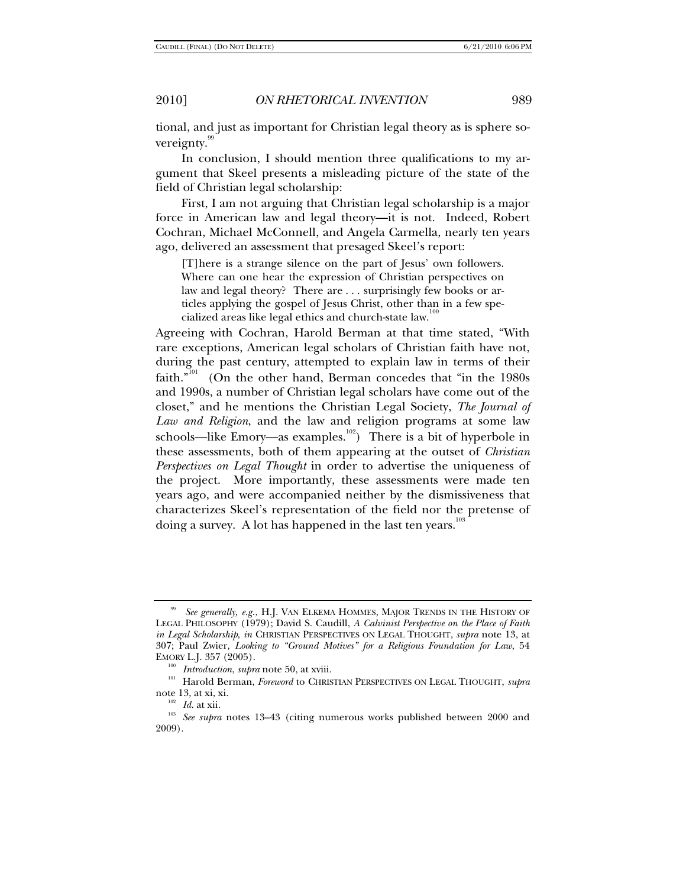tional, and just as important for Christian legal theory as is sphere sovereignty.[99]

In conclusion, I should mention three qualifications to my argument that Skeel presents a misleading picture of the state of the field of Christian legal scholarship:

First, I am not arguing that Christian legal scholarship is a major force in American law and legal theory—it is not. Indeed, Robert Cochran, Michael McConnell, and Angela Carmella, nearly ten years ago, delivered an assessment that presaged Skeel's report:

> [T]here is a strange silence on the part of Jesus' own followers. Where can one hear the expression of Christian perspectives on law and legal theory? There are . . . surprisingly few books or articles applying the gospel of Jesus Christ, other than in a few specialized areas like legal ethics and church-state law.[100]

Agreeing with Cochran, Harold Berman at that time stated, "With rare exceptions, American legal scholars of Christian faith have not, during the past century, attempted to explain law in terms of their faith."[101] (On the other hand, Berman concedes that "in the 1980s and 1990s, a number of Christian legal scholars have come out of the closet," and he mentions the Christian Legal Society, *The Journal of Law and Religion*, and the law and religion programs at some law schools—like Emory—as examples.[102]) There is a bit of hyperbole in these assessments, both of them appearing at the outset of *Christian Perspectives on Legal Thought* in order to advertise the uniqueness of the project. More importantly, these assessments were made ten years ago, and were accompanied neither by the dismissiveness that characterizes Skeel's representation of the field nor the pretense of doing a survey. A lot has happened in the last ten years.[103]

---

[99] *See generally, e.g.*, H.J. VAN ELKEMA HOMMES, MAJOR TRENDS IN THE HISTORY OF LEGAL PHILOSOPHY (1979); David S. Caudill, *A Calvinist Perspective on the Place of Faith in Legal Scholarship*, *in* CHRISTIAN PERSPECTIVES ON LEGAL THOUGHT, *supra* note 13, at 307; Paul Zwier, *Looking to "Ground Motives" for a Religious Foundation for Law*, 54 EMORY L.J. 357 (2005).

[100] *Introduction*, *supra* note 50, at xviii.

[101] Harold Berman, *Foreword* to CHRISTIAN PERSPECTIVES ON LEGAL THOUGHT, *supra* note 13, at xi, xi.

[102] *Id.* at xii.

[103] *See supra* notes 13–43 (citing numerous works published between 2000 and 2009).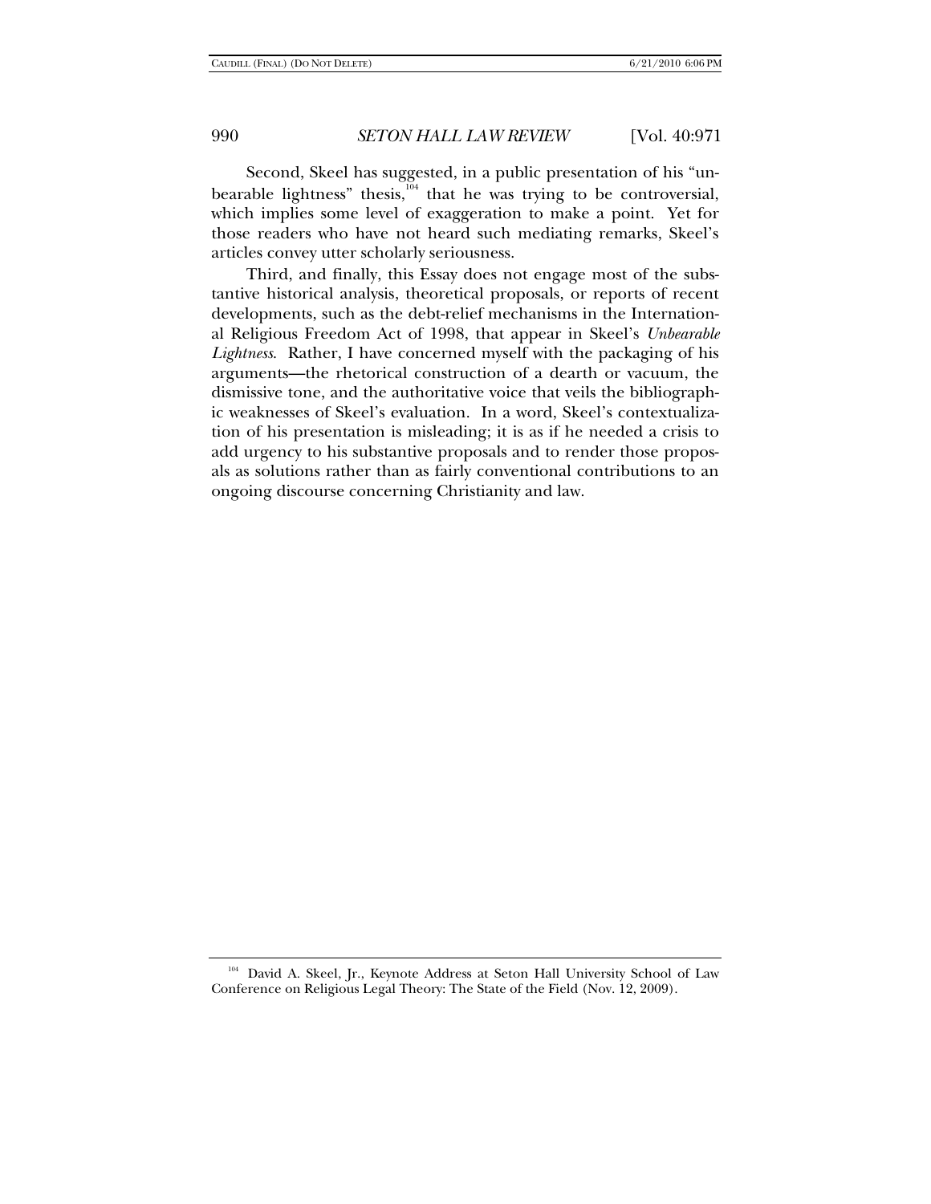Second, Skeel has suggested, in a public presentation of his "unbearable lightness" thesis,[104] that he was trying to be controversial, which implies some level of exaggeration to make a point. Yet for those readers who have not heard such mediating remarks, Skeel's articles convey utter scholarly seriousness.

Third, and finally, this Essay does not engage most of the substantive historical analysis, theoretical proposals, or reports of recent developments, such as the debt-relief mechanisms in the International Religious Freedom Act of 1998, that appear in Skeel's *Unbearable Lightness*. Rather, I have concerned myself with the packaging of his arguments—the rhetorical construction of a dearth or vacuum, the dismissive tone, and the authoritative voice that veils the bibliographic weaknesses of Skeel's evaluation. In a word, Skeel's contextualization of his presentation is misleading; it is as if he needed a crisis to add urgency to his substantive proposals and to render those proposals as solutions rather than as fairly conventional contributions to an ongoing discourse concerning Christianity and law.

[104] David A. Skeel, Jr., Keynote Address at Seton Hall University School of Law Conference on Religious Legal Theory: The State of the Field (Nov. 12, 2009).